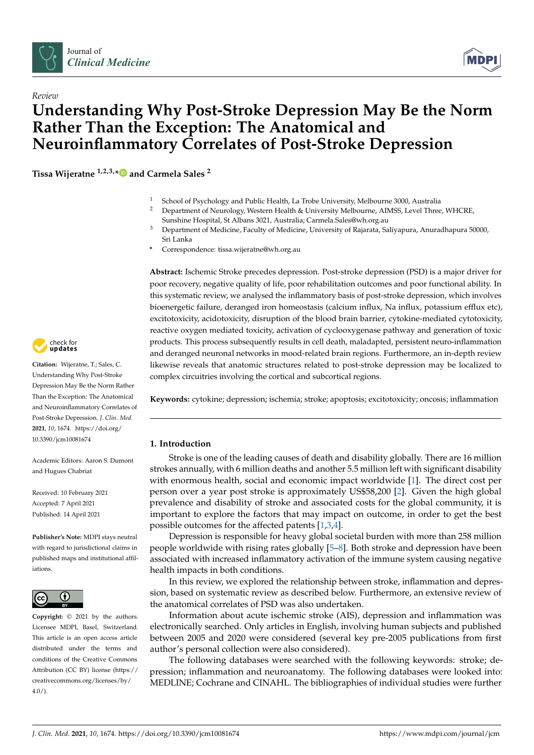Review

# Understanding Why Post-Stroke Depression May Be the Norm Rather Than the Exception: The Anatomical and Neuroinflammatory Correlates of Post-Stroke Depression

**Tissa Wijeratne [1,2,3,*] and Carmela Sales [2]**

[1] School of Psychology and Public Health, La Trobe University, Melbourne 3000, Australia
[2] Department of Neurology, Western Health & University Melbourne, AIMSS, Level Three, WHCRE, Sunshine Hospital, St Albans 3021, Australia; Carmela.Sales@wh.org.au
[3] Department of Medicine, Faculty of Medicine, University of Rajarata, Saliyapura, Anuradhapura 50000, Sri Lanka
* Correspondence: tissa.wijeratne@wh.org.au

**Abstract:** Ischemic Stroke precedes depression. Post-stroke depression (PSD) is a major driver for poor recovery, negative quality of life, poor rehabilitation outcomes and poor functional ability. In this systematic review, we analysed the inflammatory basis of post-stroke depression, which involves bioenergetic failure, deranged iron homeostasis (calcium influx, Na influx, potassium efflux etc), excitotoxicity, acidotoxicity, disruption of the blood brain barrier, cytokine-mediated cytotoxicity, reactive oxygen mediated toxicity, activation of cyclooxygenase pathway and generation of toxic products. This process subsequently results in cell death, maladapted, persistent neuro-inflammation and deranged neuronal networks in mood-related brain regions. Furthermore, an in-depth review likewise reveals that anatomic structures related to post-stroke depression may be localized to complex circuitries involving the cortical and subcortical regions.

**Keywords:** cytokine; depression; ischemia; stroke; apoptosis; excitotoxicity; oncosis; inflammation

**Citation:** Wijeratne, T.; Sales, C. Understanding Why Post-Stroke Depression May Be the Norm Rather Than the Exception: The Anatomical and Neuroinflammatory Correlates of Post-Stroke Depression. *J. Clin. Med.* **2021**, *10*, 1674. https://doi.org/10.3390/jcm10081674

Academic Editors: Aaron S. Dumont and Hugues Chabriat

Received: 10 February 2021
Accepted: 7 April 2021
Published: 14 April 2021

**Publisher's Note:** MDPI stays neutral with regard to jurisdictional claims in published maps and institutional affiliations.

**Copyright:** © 2021 by the authors. Licensee MDPI, Basel, Switzerland. This article is an open access article distributed under the terms and conditions of the Creative Commons Attribution (CC BY) license (https://creativecommons.org/licenses/by/4.0/).

## 1. Introduction

Stroke is one of the leading causes of death and disability globally. There are 16 million strokes annually, with 6 million deaths and another 5.5 million left with significant disability with enormous health, social and economic impact worldwide [1]. The direct cost per person over a year post stroke is approximately US$58,200 [2]. Given the high global prevalence and disability of stroke and associated costs for the global community, it is important to explore the factors that may impact on outcome, in order to get the best possible outcomes for the affected patents [1,3,4].

Depression is responsible for heavy global societal burden with more than 258 million people worldwide with rising rates globally [5–8]. Both stroke and depression have been associated with increased inflammatory activation of the immune system causing negative health impacts in both conditions.

In this review, we explored the relationship between stroke, inflammation and depression, based on systematic review as described below. Furthermore, an extensive review of the anatomical correlates of PSD was also undertaken.

Information about acute ischemic stroke (AIS), depression and inflammation was electronically searched. Only articles in English, involving human subjects and published between 2005 and 2020 were considered (several key pre-2005 publications from first author's personal collection were also considered).

The following databases were searched with the following keywords: stroke; depression; inflammation and neuroanatomy. The following databases were looked into: MEDLINE; Cochrane and CINAHL. The bibliographies of individual studies were further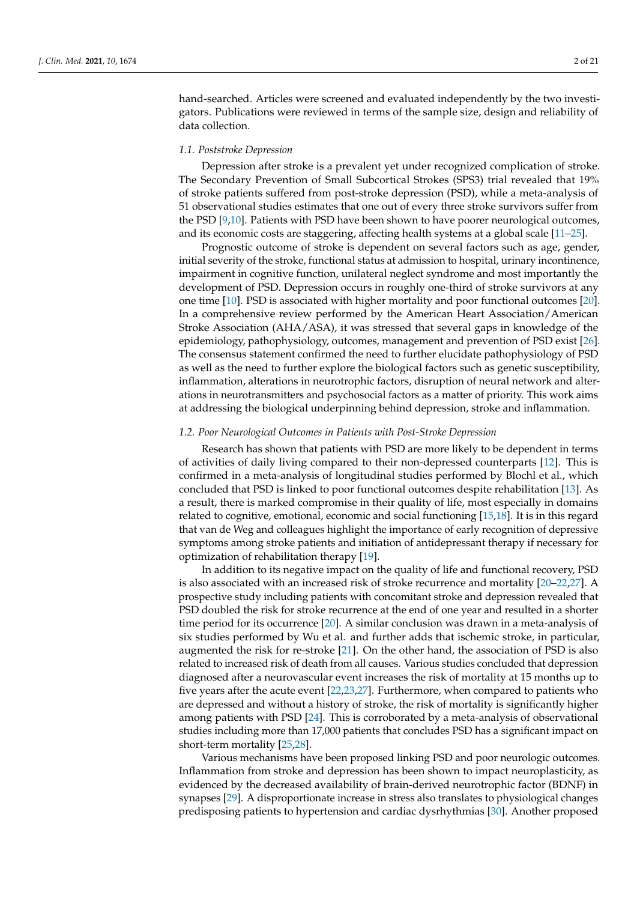hand-searched. Articles were screened and evaluated independently by the two investigators. Publications were reviewed in terms of the sample size, design and reliability of data collection.

### 1.1. Poststroke Depression

Depression after stroke is a prevalent yet under recognized complication of stroke. The Secondary Prevention of Small Subcortical Strokes (SPS3) trial revealed that 19% of stroke patients suffered from post-stroke depression (PSD), while a meta-analysis of 51 observational studies estimates that one out of every three stroke survivors suffer from the PSD [9,10]. Patients with PSD have been shown to have poorer neurological outcomes, and its economic costs are staggering, affecting health systems at a global scale [11–25].

Prognostic outcome of stroke is dependent on several factors such as age, gender, initial severity of the stroke, functional status at admission to hospital, urinary incontinence, impairment in cognitive function, unilateral neglect syndrome and most importantly the development of PSD. Depression occurs in roughly one-third of stroke survivors at any one time [10]. PSD is associated with higher mortality and poor functional outcomes [20]. In a comprehensive review performed by the American Heart Association/American Stroke Association (AHA/ASA), it was stressed that several gaps in knowledge of the epidemiology, pathophysiology, outcomes, management and prevention of PSD exist [26]. The consensus statement confirmed the need to further elucidate pathophysiology of PSD as well as the need to further explore the biological factors such as genetic susceptibility, inflammation, alterations in neurotrophic factors, disruption of neural network and alterations in neurotransmitters and psychosocial factors as a matter of priority. This work aims at addressing the biological underpinning behind depression, stroke and inflammation.

### 1.2. Poor Neurological Outcomes in Patients with Post-Stroke Depression

Research has shown that patients with PSD are more likely to be dependent in terms of activities of daily living compared to their non-depressed counterparts [12]. This is confirmed in a meta-analysis of longitudinal studies performed by Blochl et al., which concluded that PSD is linked to poor functional outcomes despite rehabilitation [13]. As a result, there is marked compromise in their quality of life, most especially in domains related to cognitive, emotional, economic and social functioning [15,18]. It is in this regard that van de Weg and colleagues highlight the importance of early recognition of depressive symptoms among stroke patients and initiation of antidepressant therapy if necessary for optimization of rehabilitation therapy [19].

In addition to its negative impact on the quality of life and functional recovery, PSD is also associated with an increased risk of stroke recurrence and mortality [20–22,27]. A prospective study including patients with concomitant stroke and depression revealed that PSD doubled the risk for stroke recurrence at the end of one year and resulted in a shorter time period for its occurrence [20]. A similar conclusion was drawn in a meta-analysis of six studies performed by Wu et al. and further adds that ischemic stroke, in particular, augmented the risk for re-stroke [21]. On the other hand, the association of PSD is also related to increased risk of death from all causes. Various studies concluded that depression diagnosed after a neurovascular event increases the risk of mortality at 15 months up to five years after the acute event [22,23,27]. Furthermore, when compared to patients who are depressed and without a history of stroke, the risk of mortality is significantly higher among patients with PSD [24]. This is corroborated by a meta-analysis of observational studies including more than 17,000 patients that concludes PSD has a significant impact on short-term mortality [25,28].

Various mechanisms have been proposed linking PSD and poor neurologic outcomes. Inflammation from stroke and depression has been shown to impact neuroplasticity, as evidenced by the decreased availability of brain-derived neurotrophic factor (BDNF) in synapses [29]. A disproportionate increase in stress also translates to physiological changes predisposing patients to hypertension and cardiac dysrhythmias [30]. Another proposed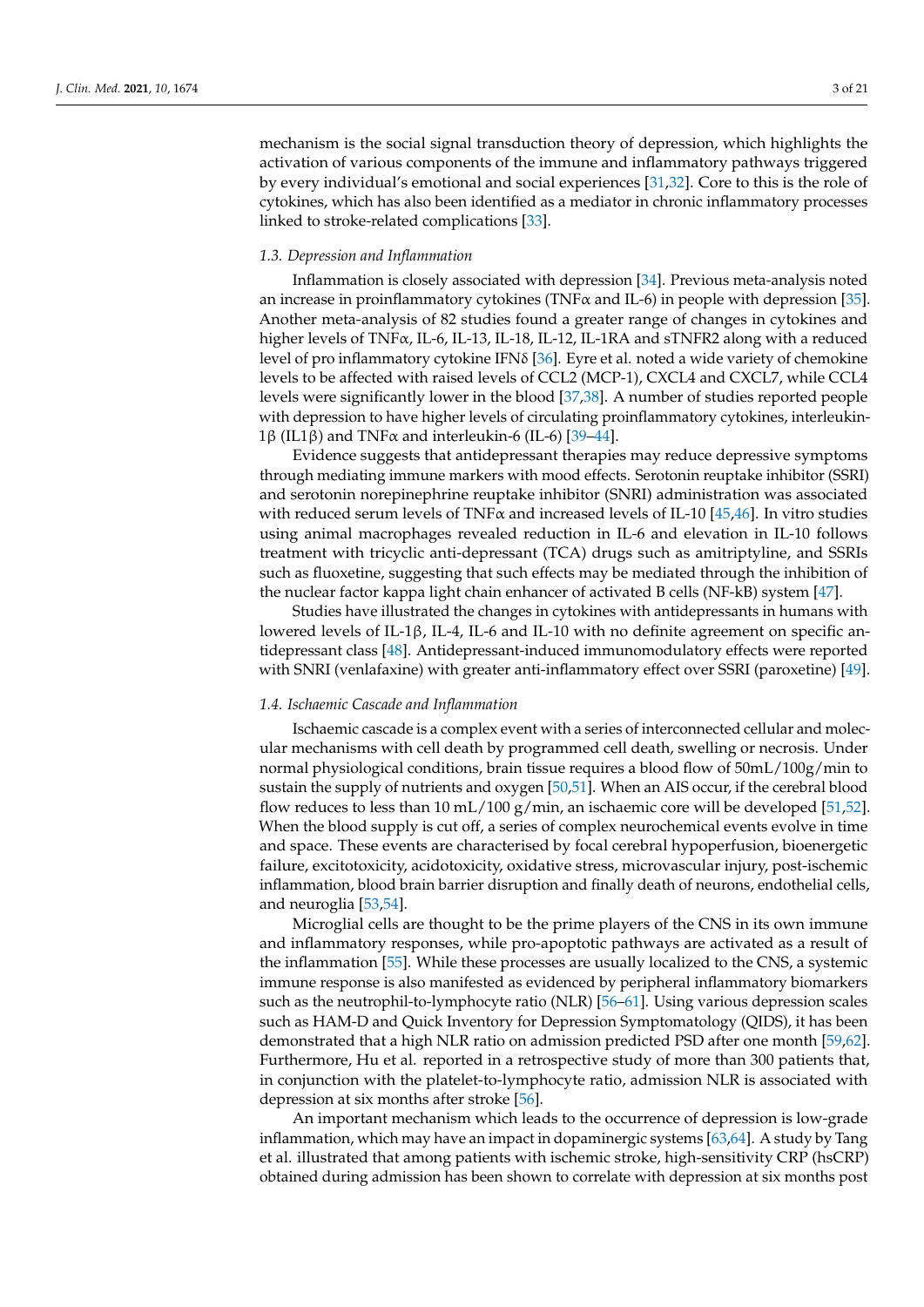mechanism is the social signal transduction theory of depression, which highlights the activation of various components of the immune and inflammatory pathways triggered by every individual's emotional and social experiences [31,32]. Core to this is the role of cytokines, which has also been identified as a mediator in chronic inflammatory processes linked to stroke-related complications [33].

### 1.3. Depression and Inflammation

Inflammation is closely associated with depression [34]. Previous meta-analysis noted an increase in proinflammatory cytokines (TNFα and IL-6) in people with depression [35]. Another meta-analysis of 82 studies found a greater range of changes in cytokines and higher levels of TNFα, IL-6, IL-13, IL-18, IL-12, IL-1RA and sTNFR2 along with a reduced level of pro inflammatory cytokine IFNδ [36]. Eyre et al. noted a wide variety of chemokine levels to be affected with raised levels of CCL2 (MCP-1), CXCL4 and CXCL7, while CCL4 levels were significantly lower in the blood [37,38]. A number of studies reported people with depression to have higher levels of circulating proinflammatory cytokines, interleukin-1β (IL1β) and TNFα and interleukin-6 (IL-6) [39–44].

Evidence suggests that antidepressant therapies may reduce depressive symptoms through mediating immune markers with mood effects. Serotonin reuptake inhibitor (SSRI) and serotonin norepinephrine reuptake inhibitor (SNRI) administration was associated with reduced serum levels of TNFα and increased levels of IL-10 [45,46]. In vitro studies using animal macrophages revealed reduction in IL-6 and elevation in IL-10 follows treatment with tricyclic anti-depressant (TCA) drugs such as amitriptyline, and SSRIs such as fluoxetine, suggesting that such effects may be mediated through the inhibition of the nuclear factor kappa light chain enhancer of activated B cells (NF-kB) system [47].

Studies have illustrated the changes in cytokines with antidepressants in humans with lowered levels of IL-1β, IL-4, IL-6 and IL-10 with no definite agreement on specific antidepressant class [48]. Antidepressant-induced immunomodulatory effects were reported with SNRI (venlafaxine) with greater anti-inflammatory effect over SSRI (paroxetine) [49].

### 1.4. Ischaemic Cascade and Inflammation

Ischaemic cascade is a complex event with a series of interconnected cellular and molecular mechanisms with cell death by programmed cell death, swelling or necrosis. Under normal physiological conditions, brain tissue requires a blood flow of 50mL/100g/min to sustain the supply of nutrients and oxygen [50,51]. When an AIS occur, if the cerebral blood flow reduces to less than 10 mL/100 g/min, an ischaemic core will be developed [51,52]. When the blood supply is cut off, a series of complex neurochemical events evolve in time and space. These events are characterised by focal cerebral hypoperfusion, bioenergetic failure, excitotoxicity, acidotoxicity, oxidative stress, microvascular injury, post-ischemic inflammation, blood brain barrier disruption and finally death of neurons, endothelial cells, and neuroglia [53,54].

Microglial cells are thought to be the prime players of the CNS in its own immune and inflammatory responses, while pro-apoptotic pathways are activated as a result of the inflammation [55]. While these processes are usually localized to the CNS, a systemic immune response is also manifested as evidenced by peripheral inflammatory biomarkers such as the neutrophil-to-lymphocyte ratio (NLR) [56–61]. Using various depression scales such as HAM-D and Quick Inventory for Depression Symptomatology (QIDS), it has been demonstrated that a high NLR ratio on admission predicted PSD after one month [59,62]. Furthermore, Hu et al. reported in a retrospective study of more than 300 patients that, in conjunction with the platelet-to-lymphocyte ratio, admission NLR is associated with depression at six months after stroke [56].

An important mechanism which leads to the occurrence of depression is low-grade inflammation, which may have an impact in dopaminergic systems [63,64]. A study by Tang et al. illustrated that among patients with ischemic stroke, high-sensitivity CRP (hsCRP) obtained during admission has been shown to correlate with depression at six months post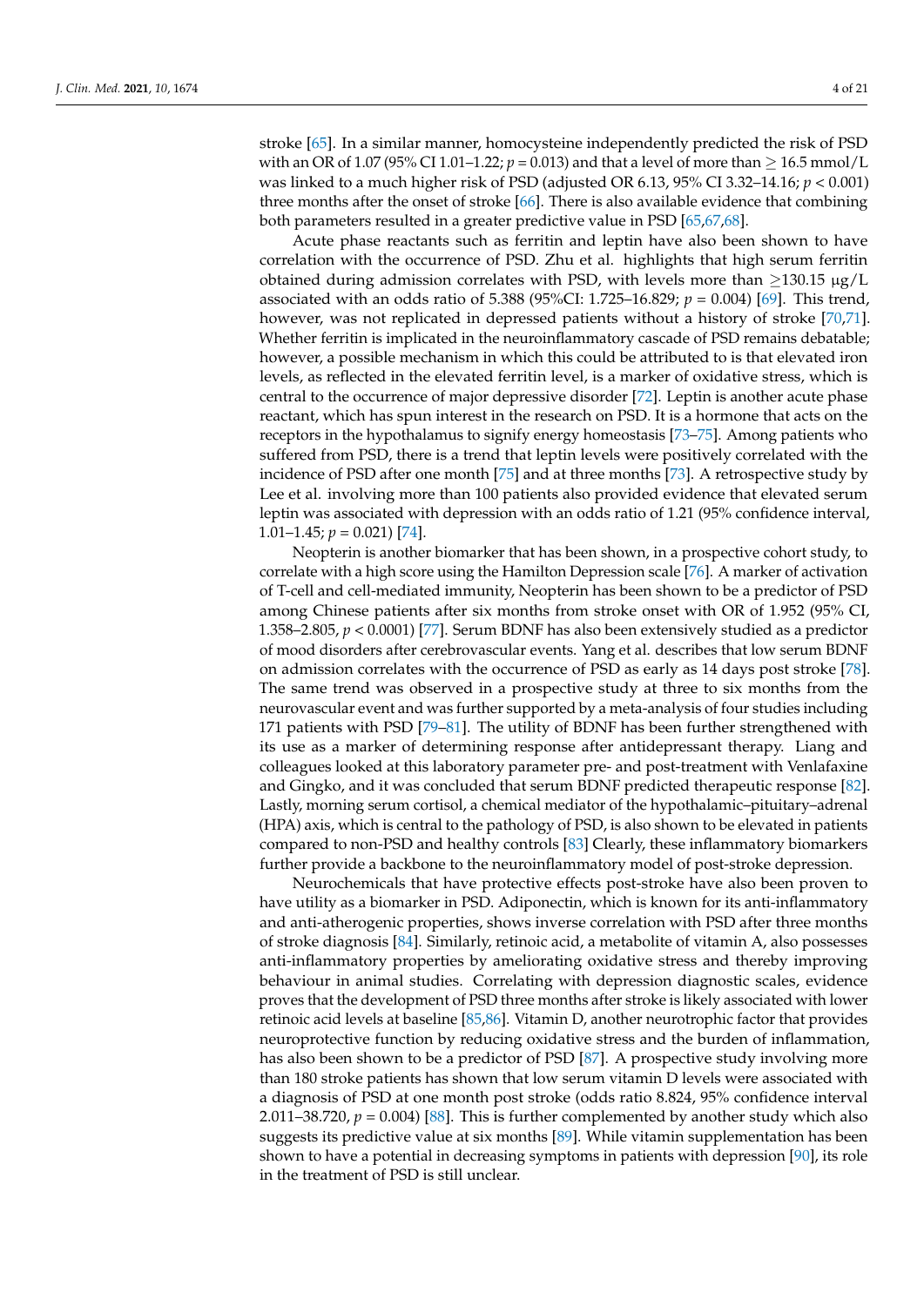stroke [65]. In a similar manner, homocysteine independently predicted the risk of PSD with an OR of 1.07 (95% CI 1.01–1.22; $p = 0.013$) and that a level of more than $\geq$ 16.5 mmol/L was linked to a much higher risk of PSD (adjusted OR 6.13, 95% CI 3.32–14.16; $p < 0.001$) three months after the onset of stroke [66]. There is also available evidence that combining both parameters resulted in a greater predictive value in PSD [65,67,68].

Acute phase reactants such as ferritin and leptin have also been shown to have correlation with the occurrence of PSD. Zhu et al. highlights that high serum ferritin obtained during admission correlates with PSD, with levels more than $\geq$130.15 μg/L associated with an odds ratio of 5.388 (95%CI: 1.725–16.829; $p = 0.004$) [69]. This trend, however, was not replicated in depressed patients without a history of stroke [70,71]. Whether ferritin is implicated in the neuroinflammatory cascade of PSD remains debatable; however, a possible mechanism in which this could be attributed to is that elevated iron levels, as reflected in the elevated ferritin level, is a marker of oxidative stress, which is central to the occurrence of major depressive disorder [72]. Leptin is another acute phase reactant, which has spun interest in the research on PSD. It is a hormone that acts on the receptors in the hypothalamus to signify energy homeostasis [73–75]. Among patients who suffered from PSD, there is a trend that leptin levels were positively correlated with the incidence of PSD after one month [75] and at three months [73]. A retrospective study by Lee et al. involving more than 100 patients also provided evidence that elevated serum leptin was associated with depression with an odds ratio of 1.21 (95% confidence interval, 1.01–1.45; $p = 0.021$) [74].

Neopterin is another biomarker that has been shown, in a prospective cohort study, to correlate with a high score using the Hamilton Depression scale [76]. A marker of activation of T-cell and cell-mediated immunity, Neopterin has been shown to be a predictor of PSD among Chinese patients after six months from stroke onset with OR of 1.952 (95% CI, 1.358–2.805, $p < 0.0001$) [77]. Serum BDNF has also been extensively studied as a predictor of mood disorders after cerebrovascular events. Yang et al. describes that low serum BDNF on admission correlates with the occurrence of PSD as early as 14 days post stroke [78]. The same trend was observed in a prospective study at three to six months from the neurovascular event and was further supported by a meta-analysis of four studies including 171 patients with PSD [79–81]. The utility of BDNF has been further strengthened with its use as a marker of determining response after antidepressant therapy. Liang and colleagues looked at this laboratory parameter pre- and post-treatment with Venlafaxine and Gingko, and it was concluded that serum BDNF predicted therapeutic response [82]. Lastly, morning serum cortisol, a chemical mediator of the hypothalamic–pituitary–adrenal (HPA) axis, which is central to the pathology of PSD, is also shown to be elevated in patients compared to non-PSD and healthy controls [83] Clearly, these inflammatory biomarkers further provide a backbone to the neuroinflammatory model of post-stroke depression.

Neurochemicals that have protective effects post-stroke have also been proven to have utility as a biomarker in PSD. Adiponectin, which is known for its anti-inflammatory and anti-atherogenic properties, shows inverse correlation with PSD after three months of stroke diagnosis [84]. Similarly, retinoic acid, a metabolite of vitamin A, also possesses anti-inflammatory properties by ameliorating oxidative stress and thereby improving behaviour in animal studies. Correlating with depression diagnostic scales, evidence proves that the development of PSD three months after stroke is likely associated with lower retinoic acid levels at baseline [85,86]. Vitamin D, another neurotrophic factor that provides neuroprotective function by reducing oxidative stress and the burden of inflammation, has also been shown to be a predictor of PSD [87]. A prospective study involving more than 180 stroke patients has shown that low serum vitamin D levels were associated with a diagnosis of PSD at one month post stroke (odds ratio 8.824, 95% confidence interval 2.011–38.720, $p = 0.004$) [88]. This is further complemented by another study which also suggests its predictive value at six months [89]. While vitamin supplementation has been shown to have a potential in decreasing symptoms in patients with depression [90], its role in the treatment of PSD is still unclear.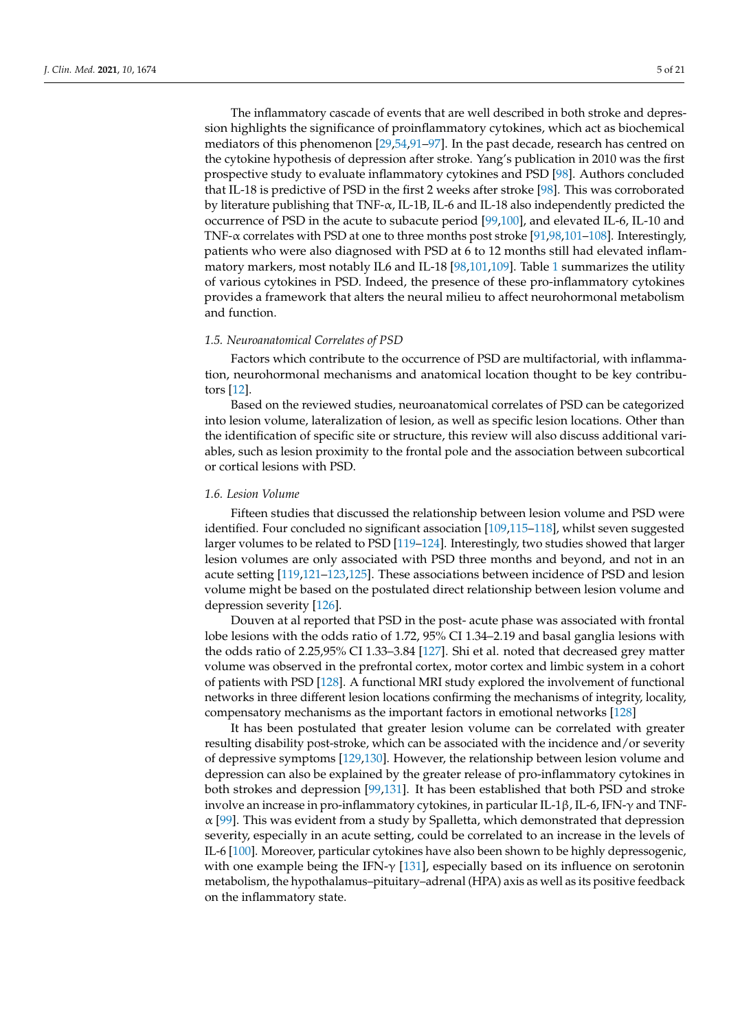The inflammatory cascade of events that are well described in both stroke and depression highlights the significance of proinflammatory cytokines, which act as biochemical mediators of this phenomenon [29,54,91–97]. In the past decade, research has centred on the cytokine hypothesis of depression after stroke. Yang's publication in 2010 was the first prospective study to evaluate inflammatory cytokines and PSD [98]. Authors concluded that IL-18 is predictive of PSD in the first 2 weeks after stroke [98]. This was corroborated by literature publishing that TNF-α, IL-1B, IL-6 and IL-18 also independently predicted the occurrence of PSD in the acute to subacute period [99,100], and elevated IL-6, IL-10 and TNF-α correlates with PSD at one to three months post stroke [91,98,101–108]. Interestingly, patients who were also diagnosed with PSD at 6 to 12 months still had elevated inflammatory markers, most notably IL6 and IL-18 [98,101,109]. Table 1 summarizes the utility of various cytokines in PSD. Indeed, the presence of these pro-inflammatory cytokines provides a framework that alters the neural milieu to affect neurohormonal metabolism and function.

### *1.5. Neuroanatomical Correlates of PSD*

Factors which contribute to the occurrence of PSD are multifactorial, with inflammation, neurohormonal mechanisms and anatomical location thought to be key contributors [12].

Based on the reviewed studies, neuroanatomical correlates of PSD can be categorized into lesion volume, lateralization of lesion, as well as specific lesion locations. Other than the identification of specific site or structure, this review will also discuss additional variables, such as lesion proximity to the frontal pole and the association between subcortical or cortical lesions with PSD.

### *1.6. Lesion Volume*

Fifteen studies that discussed the relationship between lesion volume and PSD were identified. Four concluded no significant association [109,115–118], whilst seven suggested larger volumes to be related to PSD [119–124]. Interestingly, two studies showed that larger lesion volumes are only associated with PSD three months and beyond, and not in an acute setting [119,121–123,125]. These associations between incidence of PSD and lesion volume might be based on the postulated direct relationship between lesion volume and depression severity [126].

Douven at al reported that PSD in the post- acute phase was associated with frontal lobe lesions with the odds ratio of 1.72, 95% CI 1.34–2.19 and basal ganglia lesions with the odds ratio of 2.25,95% CI 1.33–3.84 [127]. Shi et al. noted that decreased grey matter volume was observed in the prefrontal cortex, motor cortex and limbic system in a cohort of patients with PSD [128]. A functional MRI study explored the involvement of functional networks in three different lesion locations confirming the mechanisms of integrity, locality, compensatory mechanisms as the important factors in emotional networks [128]

It has been postulated that greater lesion volume can be correlated with greater resulting disability post-stroke, which can be associated with the incidence and/or severity of depressive symptoms [129,130]. However, the relationship between lesion volume and depression can also be explained by the greater release of pro-inflammatory cytokines in both strokes and depression [99,131]. It has been established that both PSD and stroke involve an increase in pro-inflammatory cytokines, in particular IL-1β, IL-6, IFN-γ and TNF-α [99]. This was evident from a study by Spalletta, which demonstrated that depression severity, especially in an acute setting, could be correlated to an increase in the levels of IL-6 [100]. Moreover, particular cytokines have also been shown to be highly depressogenic, with one example being the IFN-γ [131], especially based on its influence on serotonin metabolism, the hypothalamus–pituitary–adrenal (HPA) axis as well as its positive feedback on the inflammatory state.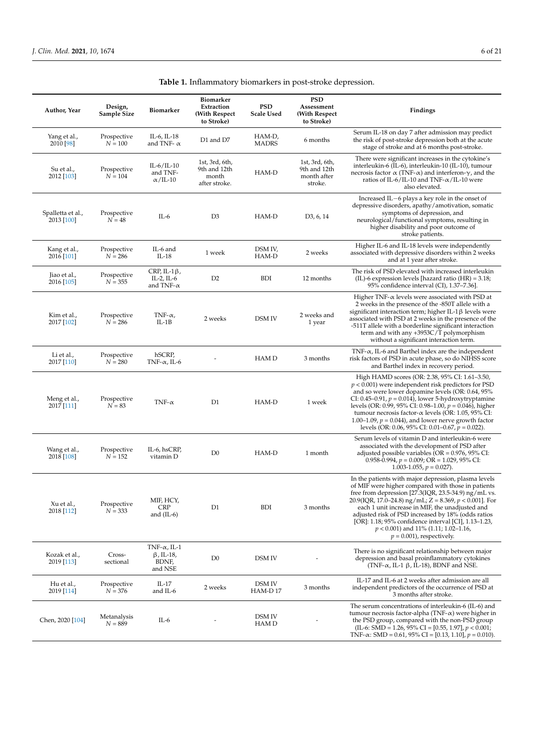**Table 1.** Inflammatory biomarkers in post-stroke depression.

| Author, Year | Design, Sample Size | Biomarker | Biomarker Extraction (With Respect to Stroke) | PSD Scale Used | PSD Assessment (With Respect to Stroke) | Findings |
|---|---|---|---|---|---|---|
| Yang et al., 2010 [98] | Prospective $N = 100$ | IL-6, IL-18 and TNF- α | D1 and D7 | HAM-D, MADRS | 6 months | Serum IL-18 on day 7 after admission may predict the risk of post-stroke depression both at the acute stage of stroke and at 6 months post-stroke. |
| Su et al., 2012 [103] | Prospective $N = 104$ | IL-6/IL-10 and TNF-α/IL-10 | 1st, 3rd, 6th, 9th and 12th month after stroke. | HAM-D | 1st, 3rd, 6th, 9th and 12th month after stroke. | There were significant increases in the cytokine's interleukin-6 (IL-6), interleukin-10 (IL-10), tumour necrosis factor α (TNF-α) and interferon-γ, and the ratios of IL-6/IL-10 and TNF-α/IL-10 were also elevated. |
| Spalletta et al., 2013 [100] | Prospective $N = 48$ | IL-6 | D3 | HAM-D | D3, 6, 14 | Increased IL−6 plays a key role in the onset of depressive disorders, apathy/amotivation, somatic symptoms of depression, and neurological/functional symptoms, resulting in higher disability and poor outcome of stroke patients. |
| Kang et al., 2016 [101] | Prospective $N = 286$ | IL-6 and IL-18 | 1 week | DSM IV, HAM-D | 2 weeks | Higher IL-6 and IL-18 levels were independently associated with depressive disorders within 2 weeks and at 1 year after stroke. |
| Jiao et al., 2016 [105] | Prospective $N = 355$ | CRP, IL-1β, IL-2, IL-6 and TNF-α | D2 | BDI | 12 months | The risk of PSD elevated with increased interleukin (IL)-6 expression levels [hazard ratio (HR) = 3.18; 95% confidence interval (CI), 1.37–7.36]. |
| Kim et al., 2017 [102] | Prospective $N = 286$ | TNF-α, IL-1B | 2 weeks | DSM IV | 2 weeks and 1 year | Higher TNF-α levels were associated with PSD at 2 weeks in the presence of the -850T allele with a significant interaction term; higher IL-1β levels were associated with PSD at 2 weeks in the presence of the -511T allele with a borderline significant interaction term and with any +3953C/T polymorphism without a significant interaction term. |
| Li et al., 2017 [110] | Prospective $N = 280$ | hSCRP, TNF-α, IL-6 | - | HAM D | 3 months | TNF-α, IL-6 and Barthel index are the independent risk factors of PSD in acute phase, so do NIHSS score and Barthel index in recovery period. |
| Meng et al., 2017 [111] | Prospective $N = 83$ | TNF-α | D1 | HAM-D | 1 week | High HAMD scores (OR: 2.38, 95% CI: 1.61–3.50, $p < 0.001$) were independent risk predictors for PSD and so were lower dopamine levels (OR: 0.64, 95% CI: 0.45–0.91, $p = 0.014$), lower 5-hydroxytryptamine levels (OR: 0.99, 95% CI: 0.98–1.00, $p = 0.046$), higher tumour necrosis factor-α levels (OR: 1.05, 95% CI: 1.00–1.09, $p = 0.044$), and lower nerve growth factor levels (OR: 0.06, 95% CI: 0.01–0.67, $p = 0.022$). |
| Wang et al., 2018 [108] | Prospective $N = 152$ | IL-6, hsCRP, vitamin D | D0 | HAM-D | 1 month | Serum levels of vitamin D and interleukin-6 were associated with the development of PSD after adjusted possible variables (OR = 0.976, 95% CI: 0.958-0.994, $p = 0.009$; OR = 1.029, 95% CI: 1.003-1.055, $p = 0.027$). |
| Xu et al., 2018 [112] | Prospective $N = 333$ | MIF, HCY, CRP and (IL-6) | D1 | BDI | 3 months | In the patients with major depression, plasma levels of MIF were higher compared with those in patients free from depression [27.3(IQR, 23.5-34.9) ng/mL vs. 20.9(IQR, 17.0–24.8) ng/mL; Z = 8.369, $p < 0.001$]. For each 1 unit increase in MIF, the unadjusted and adjusted risk of PSD increased by 18% (odds ratios [OR]: 1.18; 95% confidence interval [CI], 1.13–1.23, $p < 0.001$) and 11% (1.11; 1.02–1.16, $p = 0.001$), respectively. |
| Kozak et al., 2019 [113] | Cross-sectional | TNF-α, IL-1 β, IL-18, BDNF, and NSE | D0 | DSM IV | - | There is no significant relationship between major depression and basal proinflammatory cytokines (TNF-α, IL-1 β, IL-18), BDNF and NSE. |
| Hu et al., 2019 [114] | Prospective $N = 376$ | IL-17 and IL-6 | 2 weeks | DSM IV HAM-D 17 | 3 months | IL-17 and IL-6 at 2 weeks after admission are all independent predictors of the occurrence of PSD at 3 months after stroke. |
| Chen, 2020 [104] | Metanalysis $N = 889$ | IL-6 | - | DSM IV HAM D | - | The serum concentrations of interleukin-6 (IL-6) and tumour necrosis factor-alpha (TNF-α) were higher in the PSD group, compared with the non-PSD group (IL-6: SMD = 1.26, 95% CI = [0.55, 1.97], $p < 0.001$; TNF-α: SMD = 0.61, 95% CI = [0.13, 1.10], $p = 0.010$). |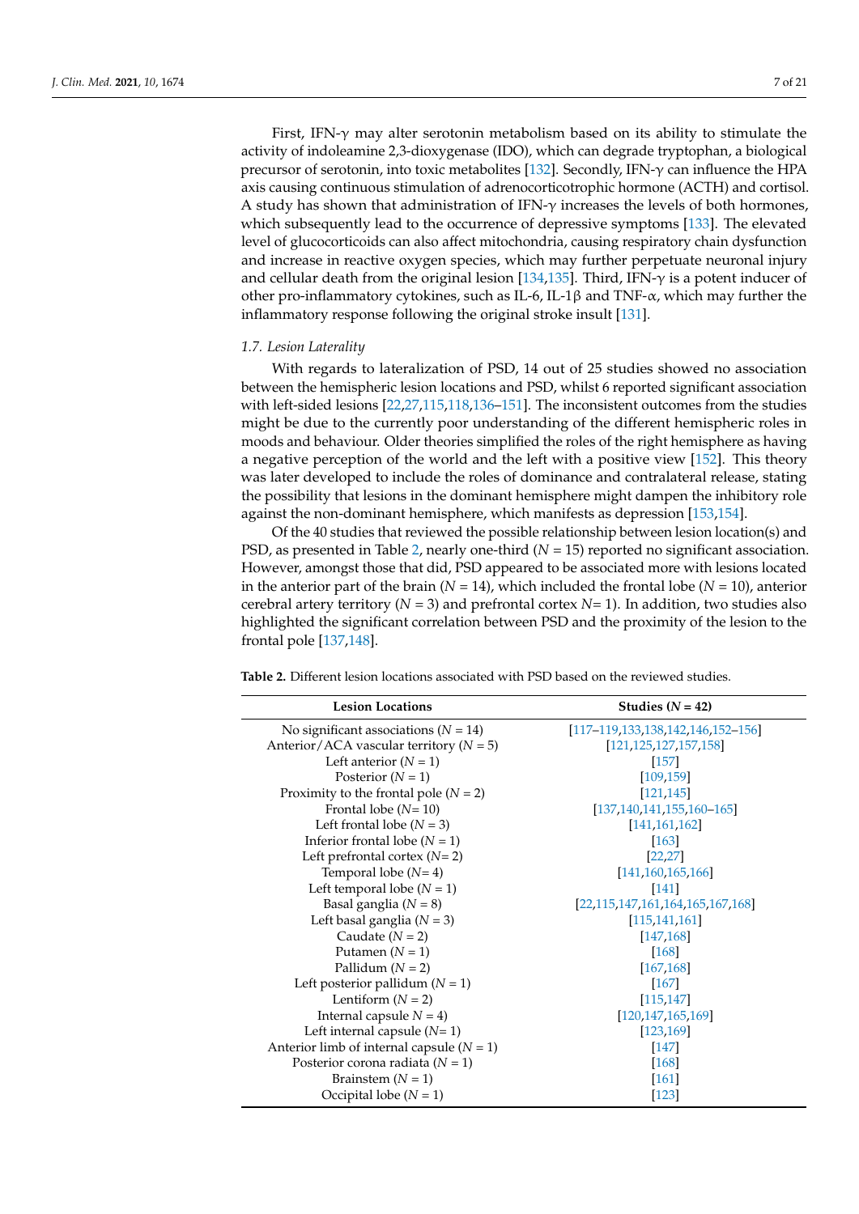First, IFN-γ may alter serotonin metabolism based on its ability to stimulate the activity of indoleamine 2,3-dioxygenase (IDO), which can degrade tryptophan, a biological precursor of serotonin, into toxic metabolites [132]. Secondly, IFN-γ can influence the HPA axis causing continuous stimulation of adrenocorticotrophic hormone (ACTH) and cortisol. A study has shown that administration of IFN-γ increases the levels of both hormones, which subsequently lead to the occurrence of depressive symptoms [133]. The elevated level of glucocorticoids can also affect mitochondria, causing respiratory chain dysfunction and increase in reactive oxygen species, which may further perpetuate neuronal injury and cellular death from the original lesion [134,135]. Third, IFN-γ is a potent inducer of other pro-inflammatory cytokines, such as IL-6, IL-1β and TNF-α, which may further the inflammatory response following the original stroke insult [131].

### *1.7. Lesion Laterality*

With regards to lateralization of PSD, 14 out of 25 studies showed no association between the hemispheric lesion locations and PSD, whilst 6 reported significant association with left-sided lesions [22,27,115,118,136–151]. The inconsistent outcomes from the studies might be due to the currently poor understanding of the different hemispheric roles in moods and behaviour. Older theories simplified the roles of the right hemisphere as having a negative perception of the world and the left with a positive view [152]. This theory was later developed to include the roles of dominance and contralateral release, stating the possibility that lesions in the dominant hemisphere might dampen the inhibitory role against the non-dominant hemisphere, which manifests as depression [153,154].

Of the 40 studies that reviewed the possible relationship between lesion location(s) and PSD, as presented in Table 2, nearly one-third (*N* = 15) reported no significant association. However, amongst those that did, PSD appeared to be associated more with lesions located in the anterior part of the brain (*N* = 14), which included the frontal lobe (*N* = 10), anterior cerebral artery territory (*N* = 3) and prefrontal cortex *N*= 1). In addition, two studies also highlighted the significant correlation between PSD and the proximity of the lesion to the frontal pole [137,148].

**Table 2.** Different lesion locations associated with PSD based on the reviewed studies.

| Lesion Locations | Studies (*N* = 42) |
|---|---|
| No significant associations (*N* = 14) | [117–119,133,138,142,146,152–156] |
| Anterior/ACA vascular territory (*N* = 5) | [121,125,127,157,158] |
| Left anterior (*N* = 1) | [157] |
| Posterior (*N* = 1) | [109,159] |
| Proximity to the frontal pole (*N* = 2) | [121,145] |
| Frontal lobe (*N*= 10) | [137,140,141,155,160–165] |
| Left frontal lobe (*N* = 3) | [141,161,162] |
| Inferior frontal lobe (*N* = 1) | [163] |
| Left prefrontal cortex (*N*= 2) | [22,27] |
| Temporal lobe (*N*= 4) | [141,160,165,166] |
| Left temporal lobe (*N* = 1) | [141] |
| Basal ganglia (*N* = 8) | [22,115,147,161,164,165,167,168] |
| Left basal ganglia (*N* = 3) | [115,141,161] |
| Caudate (*N* = 2) | [147,168] |
| Putamen (*N* = 1) | [168] |
| Pallidum (*N* = 2) | [167,168] |
| Left posterior pallidum (*N* = 1) | [167] |
| Lentiform (*N* = 2) | [115,147] |
| Internal capsule *N* = 4) | [120,147,165,169] |
| Left internal capsule (*N*= 1) | [123,169] |
| Anterior limb of internal capsule (*N* = 1) | [147] |
| Posterior corona radiata (*N* = 1) | [168] |
| Brainstem (*N* = 1) | [161] |
| Occipital lobe (*N* = 1) | [123] |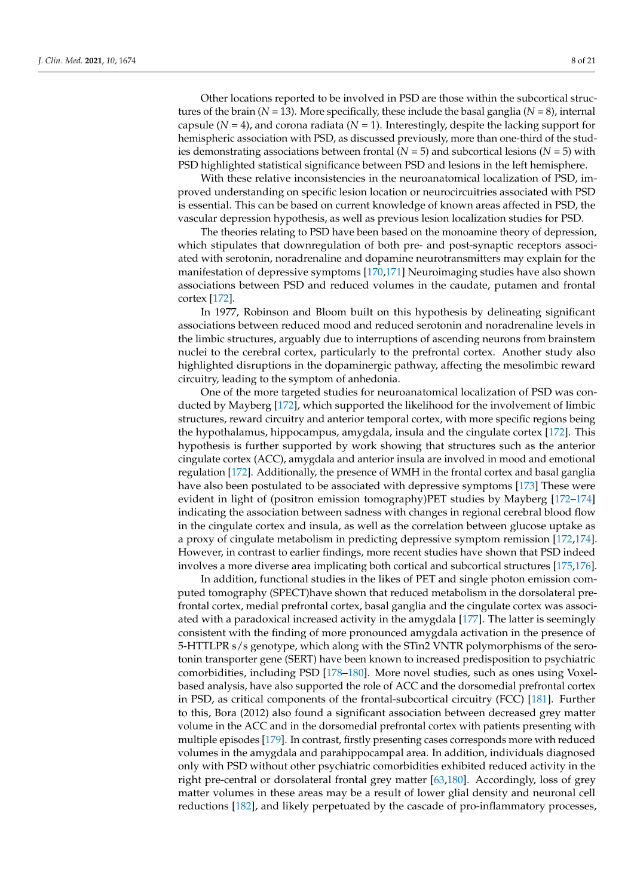Other locations reported to be involved in PSD are those within the subcortical structures of the brain (*N* = 13). More specifically, these include the basal ganglia (*N* = 8), internal capsule (*N* = 4), and corona radiata (*N* = 1). Interestingly, despite the lacking support for hemispheric association with PSD, as discussed previously, more than one-third of the studies demonstrating associations between frontal (*N* = 5) and subcortical lesions (*N* = 5) with PSD highlighted statistical significance between PSD and lesions in the left hemisphere.

With these relative inconsistencies in the neuroanatomical localization of PSD, improved understanding on specific lesion location or neurocircuitries associated with PSD is essential. This can be based on current knowledge of known areas affected in PSD, the vascular depression hypothesis, as well as previous lesion localization studies for PSD.

The theories relating to PSD have been based on the monoamine theory of depression, which stipulates that downregulation of both pre- and post-synaptic receptors associated with serotonin, noradrenaline and dopamine neurotransmitters may explain for the manifestation of depressive symptoms [170,171] Neuroimaging studies have also shown associations between PSD and reduced volumes in the caudate, putamen and frontal cortex [172].

In 1977, Robinson and Bloom built on this hypothesis by delineating significant associations between reduced mood and reduced serotonin and noradrenaline levels in the limbic structures, arguably due to interruptions of ascending neurons from brainstem nuclei to the cerebral cortex, particularly to the prefrontal cortex. Another study also highlighted disruptions in the dopaminergic pathway, affecting the mesolimbic reward circuitry, leading to the symptom of anhedonia.

One of the more targeted studies for neuroanatomical localization of PSD was conducted by Mayberg [172], which supported the likelihood for the involvement of limbic structures, reward circuitry and anterior temporal cortex, with more specific regions being the hypothalamus, hippocampus, amygdala, insula and the cingulate cortex [172]. This hypothesis is further supported by work showing that structures such as the anterior cingulate cortex (ACC), amygdala and anterior insula are involved in mood and emotional regulation [172]. Additionally, the presence of WMH in the frontal cortex and basal ganglia have also been postulated to be associated with depressive symptoms [173] These were evident in light of (positron emission tomography)PET studies by Mayberg [172–174] indicating the association between sadness with changes in regional cerebral blood flow in the cingulate cortex and insula, as well as the correlation between glucose uptake as a proxy of cingulate metabolism in predicting depressive symptom remission [172,174]. However, in contrast to earlier findings, more recent studies have shown that PSD indeed involves a more diverse area implicating both cortical and subcortical structures [175,176].

In addition, functional studies in the likes of PET and single photon emission computed tomography (SPECT)have shown that reduced metabolism in the dorsolateral prefrontal cortex, medial prefrontal cortex, basal ganglia and the cingulate cortex was associated with a paradoxical increased activity in the amygdala [177]. The latter is seemingly consistent with the finding of more pronounced amygdala activation in the presence of 5-HTTLPR s/s genotype, which along with the STin2 VNTR polymorphisms of the serotonin transporter gene (SERT) have been known to increased predisposition to psychiatric comorbidities, including PSD [178–180]. More novel studies, such as ones using Voxel-based analysis, have also supported the role of ACC and the dorsomedial prefrontal cortex in PSD, as critical components of the frontal-subcortical circuitry (FCC) [181]. Further to this, Bora (2012) also found a significant association between decreased grey matter volume in the ACC and in the dorsomedial prefrontal cortex with patients presenting with multiple episodes [179]. In contrast, firstly presenting cases corresponds more with reduced volumes in the amygdala and parahippocampal area. In addition, individuals diagnosed only with PSD without other psychiatric comorbidities exhibited reduced activity in the right pre-central or dorsolateral frontal grey matter [63,180]. Accordingly, loss of grey matter volumes in these areas may be a result of lower glial density and neuronal cell reductions [182], and likely perpetuated by the cascade of pro-inflammatory processes,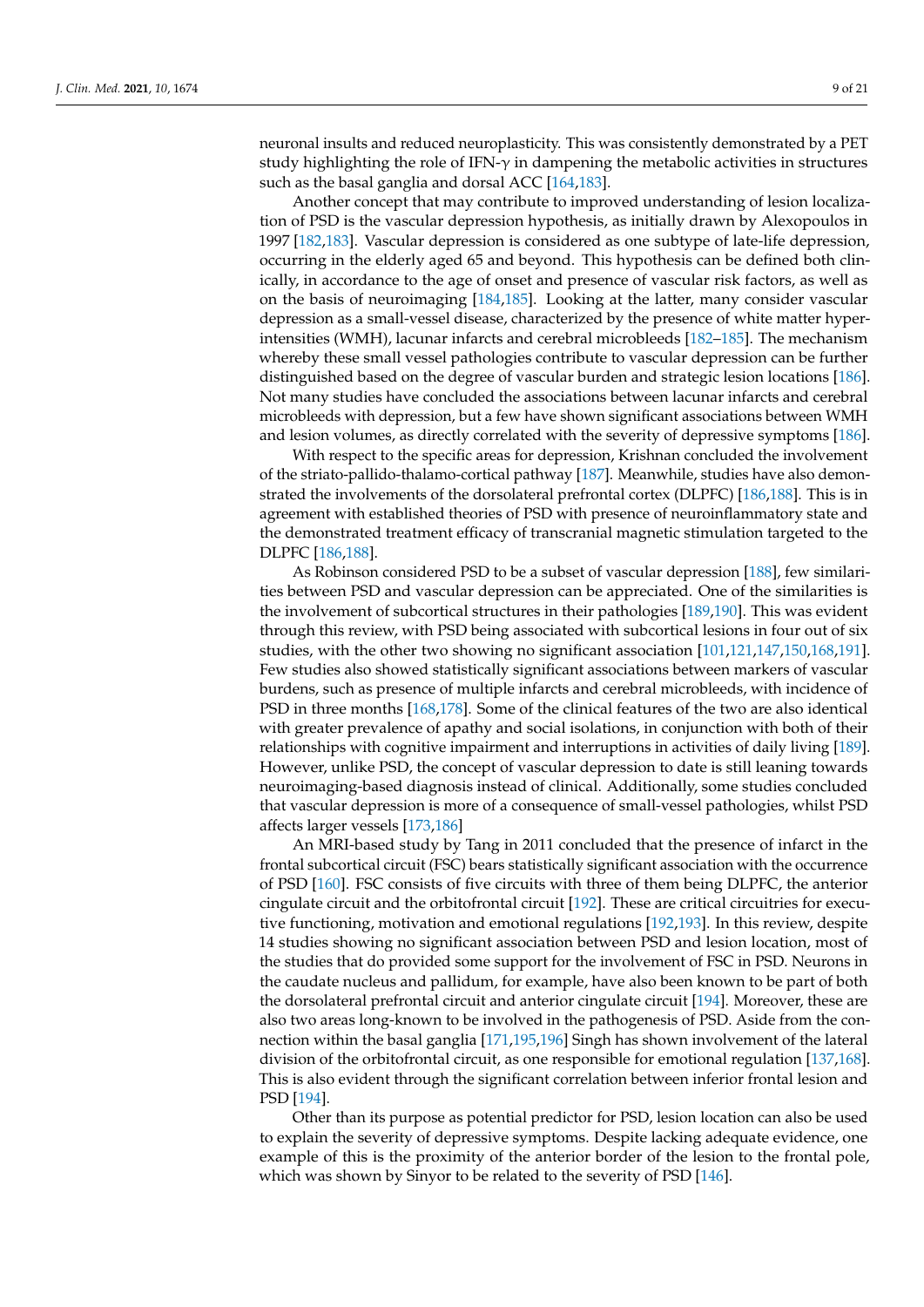neuronal insults and reduced neuroplasticity. This was consistently demonstrated by a PET study highlighting the role of IFN-$\gamma$ in dampening the metabolic activities in structures such as the basal ganglia and dorsal ACC [164,183].

Another concept that may contribute to improved understanding of lesion localization of PSD is the vascular depression hypothesis, as initially drawn by Alexopoulos in 1997 [182,183]. Vascular depression is considered as one subtype of late-life depression, occurring in the elderly aged 65 and beyond. This hypothesis can be defined both clinically, in accordance to the age of onset and presence of vascular risk factors, as well as on the basis of neuroimaging [184,185]. Looking at the latter, many consider vascular depression as a small-vessel disease, characterized by the presence of white matter hyperintensities (WMH), lacunar infarcts and cerebral microbleeds [182–185]. The mechanism whereby these small vessel pathologies contribute to vascular depression can be further distinguished based on the degree of vascular burden and strategic lesion locations [186]. Not many studies have concluded the associations between lacunar infarcts and cerebral microbleeds with depression, but a few have shown significant associations between WMH and lesion volumes, as directly correlated with the severity of depressive symptoms [186].

With respect to the specific areas for depression, Krishnan concluded the involvement of the striato-pallido-thalamo-cortical pathway [187]. Meanwhile, studies have also demonstrated the involvements of the dorsolateral prefrontal cortex (DLPFC) [186,188]. This is in agreement with established theories of PSD with presence of neuroinflammatory state and the demonstrated treatment efficacy of transcranial magnetic stimulation targeted to the DLPFC [186,188].

As Robinson considered PSD to be a subset of vascular depression [188], few similarities between PSD and vascular depression can be appreciated. One of the similarities is the involvement of subcortical structures in their pathologies [189,190]. This was evident through this review, with PSD being associated with subcortical lesions in four out of six studies, with the other two showing no significant association [101,121,147,150,168,191]. Few studies also showed statistically significant associations between markers of vascular burdens, such as presence of multiple infarcts and cerebral microbleeds, with incidence of PSD in three months [168,178]. Some of the clinical features of the two are also identical with greater prevalence of apathy and social isolations, in conjunction with both of their relationships with cognitive impairment and interruptions in activities of daily living [189]. However, unlike PSD, the concept of vascular depression to date is still leaning towards neuroimaging-based diagnosis instead of clinical. Additionally, some studies concluded that vascular depression is more of a consequence of small-vessel pathologies, whilst PSD affects larger vessels [173,186]

An MRI-based study by Tang in 2011 concluded that the presence of infarct in the frontal subcortical circuit (FSC) bears statistically significant association with the occurrence of PSD [160]. FSC consists of five circuits with three of them being DLPFC, the anterior cingulate circuit and the orbitofrontal circuit [192]. These are critical circuitries for executive functioning, motivation and emotional regulations [192,193]. In this review, despite 14 studies showing no significant association between PSD and lesion location, most of the studies that do provided some support for the involvement of FSC in PSD. Neurons in the caudate nucleus and pallidum, for example, have also been known to be part of both the dorsolateral prefrontal circuit and anterior cingulate circuit [194]. Moreover, these are also two areas long-known to be involved in the pathogenesis of PSD. Aside from the connection within the basal ganglia [171,195,196] Singh has shown involvement of the lateral division of the orbitofrontal circuit, as one responsible for emotional regulation [137,168]. This is also evident through the significant correlation between inferior frontal lesion and PSD [194].

Other than its purpose as potential predictor for PSD, lesion location can also be used to explain the severity of depressive symptoms. Despite lacking adequate evidence, one example of this is the proximity of the anterior border of the lesion to the frontal pole, which was shown by Sinyor to be related to the severity of PSD [146].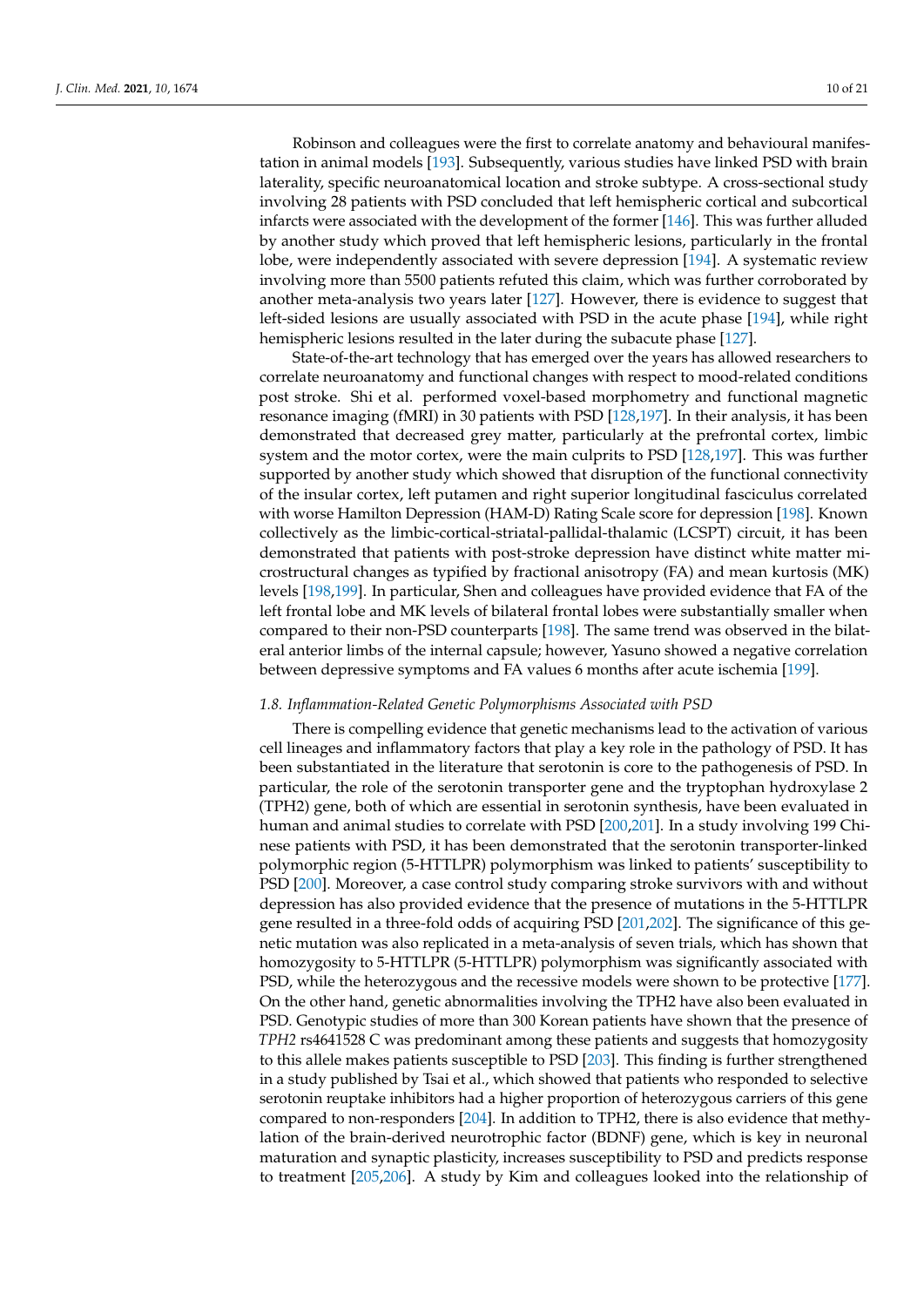Robinson and colleagues were the first to correlate anatomy and behavioural manifestation in animal models [193]. Subsequently, various studies have linked PSD with brain laterality, specific neuroanatomical location and stroke subtype. A cross-sectional study involving 28 patients with PSD concluded that left hemispheric cortical and subcortical infarcts were associated with the development of the former [146]. This was further alluded by another study which proved that left hemispheric lesions, particularly in the frontal lobe, were independently associated with severe depression [194]. A systematic review involving more than 5500 patients refuted this claim, which was further corroborated by another meta-analysis two years later [127]. However, there is evidence to suggest that left-sided lesions are usually associated with PSD in the acute phase [194], while right hemispheric lesions resulted in the later during the subacute phase [127].

State-of-the-art technology that has emerged over the years has allowed researchers to correlate neuroanatomy and functional changes with respect to mood-related conditions post stroke. Shi et al. performed voxel-based morphometry and functional magnetic resonance imaging (fMRI) in 30 patients with PSD [128,197]. In their analysis, it has been demonstrated that decreased grey matter, particularly at the prefrontal cortex, limbic system and the motor cortex, were the main culprits to PSD [128,197]. This was further supported by another study which showed that disruption of the functional connectivity of the insular cortex, left putamen and right superior longitudinal fasciculus correlated with worse Hamilton Depression (HAM-D) Rating Scale score for depression [198]. Known collectively as the limbic-cortical-striatal-pallidal-thalamic (LCSPT) circuit, it has been demonstrated that patients with post-stroke depression have distinct white matter microstructural changes as typified by fractional anisotropy (FA) and mean kurtosis (MK) levels [198,199]. In particular, Shen and colleagues have provided evidence that FA of the left frontal lobe and MK levels of bilateral frontal lobes were substantially smaller when compared to their non-PSD counterparts [198]. The same trend was observed in the bilateral anterior limbs of the internal capsule; however, Yasuno showed a negative correlation between depressive symptoms and FA values 6 months after acute ischemia [199].

### 1.8. Inflammation-Related Genetic Polymorphisms Associated with PSD

There is compelling evidence that genetic mechanisms lead to the activation of various cell lineages and inflammatory factors that play a key role in the pathology of PSD. It has been substantiated in the literature that serotonin is core to the pathogenesis of PSD. In particular, the role of the serotonin transporter gene and the tryptophan hydroxylase 2 (TPH2) gene, both of which are essential in serotonin synthesis, have been evaluated in human and animal studies to correlate with PSD [200,201]. In a study involving 199 Chinese patients with PSD, it has been demonstrated that the serotonin transporter-linked polymorphic region (5-HTTLPR) polymorphism was linked to patients' susceptibility to PSD [200]. Moreover, a case control study comparing stroke survivors with and without depression has also provided evidence that the presence of mutations in the 5-HTTLPR gene resulted in a three-fold odds of acquiring PSD [201,202]. The significance of this genetic mutation was also replicated in a meta-analysis of seven trials, which has shown that homozygosity to 5-HTTLPR (5-HTTLPR) polymorphism was significantly associated with PSD, while the heterozygous and the recessive models were shown to be protective [177]. On the other hand, genetic abnormalities involving the TPH2 have also been evaluated in PSD. Genotypic studies of more than 300 Korean patients have shown that the presence of *TPH2* rs4641528 C was predominant among these patients and suggests that homozygosity to this allele makes patients susceptible to PSD [203]. This finding is further strengthened in a study published by Tsai et al., which showed that patients who responded to selective serotonin reuptake inhibitors had a higher proportion of heterozygous carriers of this gene compared to non-responders [204]. In addition to TPH2, there is also evidence that methylation of the brain-derived neurotrophic factor (BDNF) gene, which is key in neuronal maturation and synaptic plasticity, increases susceptibility to PSD and predicts response to treatment [205,206]. A study by Kim and colleagues looked into the relationship of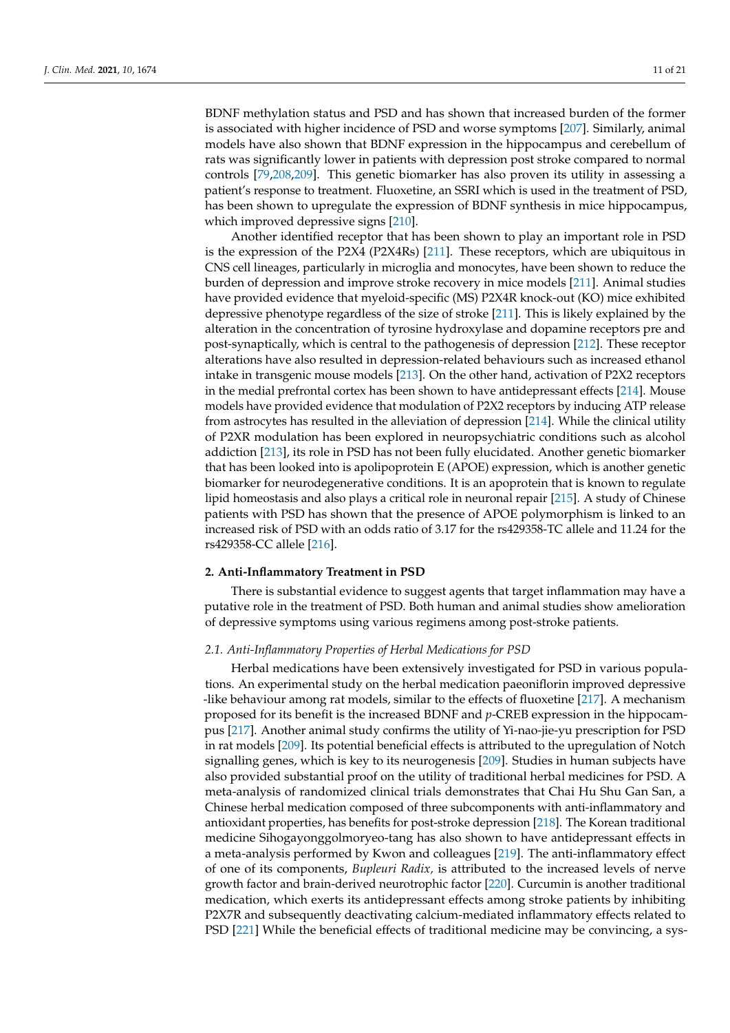BDNF methylation status and PSD and has shown that increased burden of the former is associated with higher incidence of PSD and worse symptoms [207]. Similarly, animal models have also shown that BDNF expression in the hippocampus and cerebellum of rats was significantly lower in patients with depression post stroke compared to normal controls [79,208,209]. This genetic biomarker has also proven its utility in assessing a patient's response to treatment. Fluoxetine, an SSRI which is used in the treatment of PSD, has been shown to upregulate the expression of BDNF synthesis in mice hippocampus, which improved depressive signs [210].

Another identified receptor that has been shown to play an important role in PSD is the expression of the P2X4 (P2X4Rs) [211]. These receptors, which are ubiquitous in CNS cell lineages, particularly in microglia and monocytes, have been shown to reduce the burden of depression and improve stroke recovery in mice models [211]. Animal studies have provided evidence that myeloid-specific (MS) P2X4R knock-out (KO) mice exhibited depressive phenotype regardless of the size of stroke [211]. This is likely explained by the alteration in the concentration of tyrosine hydroxylase and dopamine receptors pre and post-synaptically, which is central to the pathogenesis of depression [212]. These receptor alterations have also resulted in depression-related behaviours such as increased ethanol intake in transgenic mouse models [213]. On the other hand, activation of P2X2 receptors in the medial prefrontal cortex has been shown to have antidepressant effects [214]. Mouse models have provided evidence that modulation of P2X2 receptors by inducing ATP release from astrocytes has resulted in the alleviation of depression [214]. While the clinical utility of P2XR modulation has been explored in neuropsychiatric conditions such as alcohol addiction [213], its role in PSD has not been fully elucidated. Another genetic biomarker that has been looked into is apolipoprotein E (APOE) expression, which is another genetic biomarker for neurodegenerative conditions. It is an apoprotein that is known to regulate lipid homeostasis and also plays a critical role in neuronal repair [215]. A study of Chinese patients with PSD has shown that the presence of APOE polymorphism is linked to an increased risk of PSD with an odds ratio of 3.17 for the rs429358-TC allele and 11.24 for the rs429358-CC allele [216].

## 2. Anti-Inflammatory Treatment in PSD

There is substantial evidence to suggest agents that target inflammation may have a putative role in the treatment of PSD. Both human and animal studies show amelioration of depressive symptoms using various regimens among post-stroke patients.

### 2.1. Anti-Inflammatory Properties of Herbal Medications for PSD

Herbal medications have been extensively investigated for PSD in various populations. An experimental study on the herbal medication paeoniflorin improved depressive -like behaviour among rat models, similar to the effects of fluoxetine [217]. A mechanism proposed for its benefit is the increased BDNF and *p*-CREB expression in the hippocampus [217]. Another animal study confirms the utility of Yi-nao-jie-yu prescription for PSD in rat models [209]. Its potential beneficial effects is attributed to the upregulation of Notch signalling genes, which is key to its neurogenesis [209]. Studies in human subjects have also provided substantial proof on the utility of traditional herbal medicines for PSD. A meta-analysis of randomized clinical trials demonstrates that Chai Hu Shu Gan San, a Chinese herbal medication composed of three subcomponents with anti-inflammatory and antioxidant properties, has benefits for post-stroke depression [218]. The Korean traditional medicine Sihogayonggolmoryeo-tang has also shown to have antidepressant effects in a meta-analysis performed by Kwon and colleagues [219]. The anti-inflammatory effect of one of its components, *Bupleuri Radix,* is attributed to the increased levels of nerve growth factor and brain-derived neurotrophic factor [220]. Curcumin is another traditional medication, which exerts its antidepressant effects among stroke patients by inhibiting P2X7R and subsequently deactivating calcium-mediated inflammatory effects related to PSD [221] While the beneficial effects of traditional medicine may be convincing, a sys-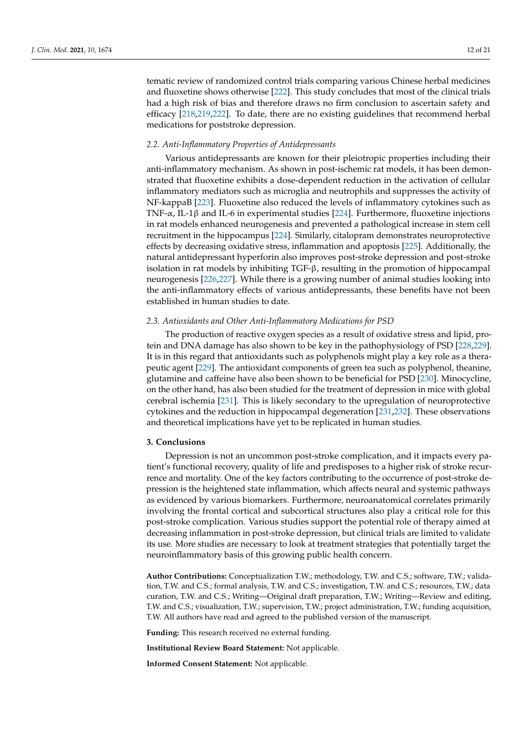tematic review of randomized control trials comparing various Chinese herbal medicines and fluoxetine shows otherwise [222]. This study concludes that most of the clinical trials had a high risk of bias and therefore draws no firm conclusion to ascertain safety and efficacy [218,219,222]. To date, there are no existing guidelines that recommend herbal medications for poststroke depression.

### *2.2. Anti-Inflammatory Properties of Antidepressants*

Various antidepressants are known for their pleiotropic properties including their anti-inflammatory mechanism. As shown in post-ischemic rat models, it has been demonstrated that fluoxetine exhibits a dose-dependent reduction in the activation of cellular inflammatory mediators such as microglia and neutrophils and suppresses the activity of NF-kappaB [223]. Fluoxetine also reduced the levels of inflammatory cytokines such as TNF-$\alpha$, IL-1$\beta$ and IL-6 in experimental studies [224]. Furthermore, fluoxetine injections in rat models enhanced neurogenesis and prevented a pathological increase in stem cell recruitment in the hippocampus [224]. Similarly, citalopram demonstrates neuroprotective effects by decreasing oxidative stress, inflammation and apoptosis [225]. Additionally, the natural antidepressant hyperforin also improves post-stroke depression and post-stroke isolation in rat models by inhibiting TGF-$\beta$, resulting in the promotion of hippocampal neurogenesis [226,227]. While there is a growing number of animal studies looking into the anti-inflammatory effects of various antidepressants, these benefits have not been established in human studies to date.

### *2.3. Antioxidants and Other Anti-Inflammatory Medications for PSD*

The production of reactive oxygen species as a result of oxidative stress and lipid, protein and DNA damage has also shown to be key in the pathophysiology of PSD [228,229]. It is in this regard that antioxidants such as polyphenols might play a key role as a therapeutic agent [229]. The antioxidant components of green tea such as polyphenol, theanine, glutamine and caffeine have also been shown to be beneficial for PSD [230]. Minocycline, on the other hand, has also been studied for the treatment of depression in mice with global cerebral ischemia [231]. This is likely secondary to the upregulation of neuroprotective cytokines and the reduction in hippocampal degeneration [231,232]. These observations and theoretical implications have yet to be replicated in human studies.

## 3. Conclusions

Depression is not an uncommon post-stroke complication, and it impacts every patient's functional recovery, quality of life and predisposes to a higher risk of stroke recurrence and mortality. One of the key factors contributing to the occurrence of post-stroke depression is the heightened state inflammation, which affects neural and systemic pathways as evidenced by various biomarkers. Furthermore, neuroanatomical correlates primarily involving the frontal cortical and subcortical structures also play a critical role for this post-stroke complication. Various studies support the potential role of therapy aimed at decreasing inflammation in post-stroke depression, but clinical trials are limited to validate its use. More studies are necessary to look at treatment strategies that potentially target the neuroinflammatory basis of this growing public health concern.

**Author Contributions:** Conceptualization T.W.; methodology, T.W. and C.S.; software, T.W.; validation, T.W. and C.S.; formal analysis, T.W. and C.S.; investigation, T.W. and C.S.; resources, T.W.; data curation, T.W. and C.S.; Writing—Original draft preparation, T.W.; Writing—Review and editing, T.W. and C.S.; visualization, T.W.; supervision, T.W.; project administration, T.W.; funding acquisition, T.W. All authors have read and agreed to the published version of the manuscript.

**Funding:** This research received no external funding.

**Institutional Review Board Statement:** Not applicable.

**Informed Consent Statement:** Not applicable.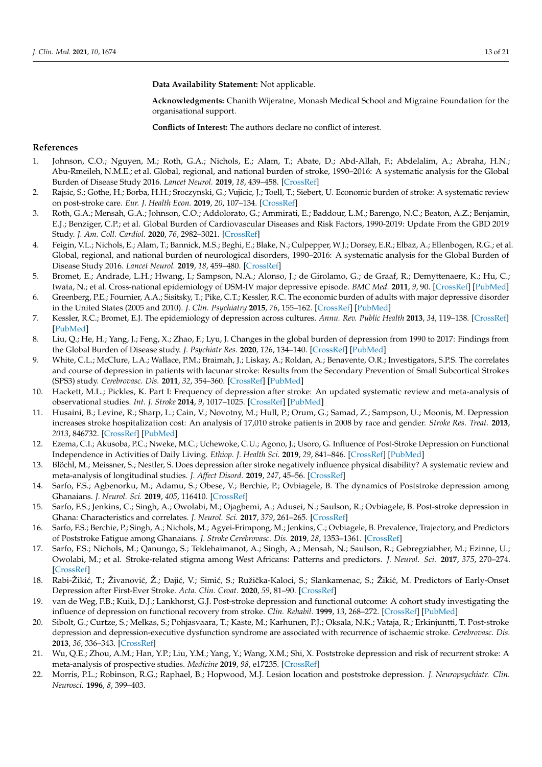**Data Availability Statement:** Not applicable.

**Acknowledgments:** Chanith Wijeratne, Monash Medical School and Migraine Foundation for the organisational support.

**Conflicts of Interest:** The authors declare no conflict of interest.

## References

1. Johnson, C.O.; Nguyen, M.; Roth, G.A.; Nichols, E.; Alam, T.; Abate, D.; Abd-Allah, F.; Abdelalim, A.; Abraha, H.N.; Abu-Rmeileh, N.M.E.; et al. Global, regional, and national burden of stroke, 1990–2016: A systematic analysis for the Global Burden of Disease Study 2016. *Lancet Neurol.* **2019**, *18*, 439–458. [CrossRef]
2. Rajsic, S.; Gothe, H.; Borba, H.H.; Sroczynski, G.; Vujicic, J.; Toell, T.; Siebert, U. Economic burden of stroke: A systematic review on post-stroke care. *Eur. J. Health Econ.* **2019**, *20*, 107–134. [CrossRef]
3. Roth, G.A.; Mensah, G.A.; Johnson, C.O.; Addolorato, G.; Ammirati, E.; Baddour, L.M.; Barengo, N.C.; Beaton, A.Z.; Benjamin, E.J.; Benziger, C.P.; et al. Global Burden of Cardiovascular Diseases and Risk Factors, 1990-2019: Update From the GBD 2019 Study. *J. Am. Coll. Cardiol.* **2020**, *76*, 2982–3021. [CrossRef]
4. Feigin, V.L.; Nichols, E.; Alam, T.; Bannick, M.S.; Beghi, E.; Blake, N.; Culpepper, W.J.; Dorsey, E.R.; Elbaz, A.; Ellenbogen, R.G.; et al. Global, regional, and national burden of neurological disorders, 1990–2016: A systematic analysis for the Global Burden of Disease Study 2016. *Lancet Neurol.* **2019**, *18*, 459–480. [CrossRef]
5. Bromet, E.; Andrade, L.H.; Hwang, I.; Sampson, N.A.; Alonso, J.; de Girolamo, G.; de Graaf, R.; Demyttenaere, K.; Hu, C.; Iwata, N.; et al. Cross-national epidemiology of DSM-IV major depressive episode. *BMC Med.* **2011**, *9*, 90. [CrossRef] [PubMed]
6. Greenberg, P.E.; Fournier, A.A.; Sisitsky, T.; Pike, C.T.; Kessler, R.C. The economic burden of adults with major depressive disorder in the United States (2005 and 2010). *J. Clin. Psychiatry* **2015**, *76*, 155–162. [CrossRef] [PubMed]
7. Kessler, R.C.; Bromet, E.J. The epidemiology of depression across cultures. *Annu. Rev. Public Health* **2013**, *34*, 119–138. [CrossRef] [PubMed]
8. Liu, Q.; He, H.; Yang, J.; Feng, X.; Zhao, F.; Lyu, J. Changes in the global burden of depression from 1990 to 2017: Findings from the Global Burden of Disease study. *J. Psychiatr Res.* **2020**, *126*, 134–140. [CrossRef] [PubMed]
9. White, C.L.; McClure, L.A.; Wallace, P.M.; Braimah, J.; Liskay, A.; Roldan, A.; Benavente, O.R.; Investigators, S.P.S. The correlates and course of depression in patients with lacunar stroke: Results from the Secondary Prevention of Small Subcortical Strokes (SPS3) study. *Cerebrovasc. Dis.* **2011**, *32*, 354–360. [CrossRef] [PubMed]
10. Hackett, M.L.; Pickles, K. Part I: Frequency of depression after stroke: An updated systematic review and meta-analysis of observational studies. *Int. J. Stroke* **2014**, *9*, 1017–1025. [CrossRef] [PubMed]
11. Husaini, B.; Levine, R.; Sharp, L.; Cain, V.; Novotny, M.; Hull, P.; Orum, G.; Samad, Z.; Sampson, U.; Moonis, M. Depression increases stroke hospitalization cost: An analysis of 17,010 stroke patients in 2008 by race and gender. *Stroke Res. Treat.* **2013**, *2013*, 846732. [CrossRef] [PubMed]
12. Ezema, C.I.; Akusoba, P.C.; Nweke, M.C.; Uchewoke, C.U.; Agono, J.; Usoro, G. Influence of Post-Stroke Depression on Functional Independence in Activities of Daily Living. *Ethiop. J. Health Sci.* **2019**, *29*, 841–846. [CrossRef] [PubMed]
13. Blöchl, M.; Meissner, S.; Nestler, S. Does depression after stroke negatively influence physical disability? A systematic review and meta-analysis of longitudinal studies. *J. Affect Disord.* **2019**, *247*, 45–56. [CrossRef]
14. Sarfo, F.S.; Agbenorku, M.; Adamu, S.; Obese, V.; Berchie, P.; Ovbiagele, B. The dynamics of Poststroke depression among Ghanaians. *J. Neurol. Sci.* **2019**, *405*, 116410. [CrossRef]
15. Sarfo, F.S.; Jenkins, C.; Singh, A.; Owolabi, M.; Ojagbemi, A.; Adusei, N.; Saulson, R.; Ovbiagele, B. Post-stroke depression in Ghana: Characteristics and correlates. *J. Neurol. Sci.* **2017**, *379*, 261–265. [CrossRef]
16. Sarfo, F.S.; Berchie, P.; Singh, A.; Nichols, M.; Agyei-Frimpong, M.; Jenkins, C.; Ovbiagele, B. Prevalence, Trajectory, and Predictors of Poststroke Fatigue among Ghanaians. *J. Stroke Cerebrovasc. Dis.* **2019**, *28*, 1353–1361. [CrossRef]
17. Sarfo, F.S.; Nichols, M.; Qanungo, S.; Teklehaimanot, A.; Singh, A.; Mensah, N.; Saulson, R.; Gebregziabher, M.; Ezinne, U.; Owolabi, M.; et al. Stroke-related stigma among West Africans: Patterns and predictors. *J. Neurol. Sci.* **2017**, *375*, 270–274. [CrossRef]
18. Rabi-Žikić, T.; Živanović, Ž.; Đajić, V.; Simić, S.; Ružička-Kaloci, S.; Slankamenac, S.; Žikić, M. Predictors of Early-Onset Depression after First-Ever Stroke. *Acta. Clin. Croat.* **2020**, *59*, 81–90. [CrossRef]
19. van de Weg, F.B.; Kuik, D.J.; Lankhorst, G.J. Post-stroke depression and functional outcome: A cohort study investigating the influence of depression on functional recovery from stroke. *Clin. Rehabil.* **1999**, *13*, 268–272. [CrossRef] [PubMed]
20. Sibolt, G.; Curtze, S.; Melkas, S.; Pohjasvaara, T.; Kaste, M.; Karhunen, P.J.; Oksala, N.K.; Vataja, R.; Erkinjuntti, T. Post-stroke depression and depression-executive dysfunction syndrome are associated with recurrence of ischaemic stroke. *Cerebrovasc. Dis.* **2013**, *36*, 336–343. [CrossRef]
21. Wu, Q.E.; Zhou, A.M.; Han, Y.P.; Liu, Y.M.; Yang, Y.; Wang, X.M.; Shi, X. Poststroke depression and risk of recurrent stroke: A meta-analysis of prospective studies. *Medicine* **2019**, *98*, e17235. [CrossRef]
22. Morris, P.L.; Robinson, R.G.; Raphael, B.; Hopwood, M.J. Lesion location and poststroke depression. *J. Neuropsychiatr. Clin. Neurosci.* **1996**, *8*, 399–403.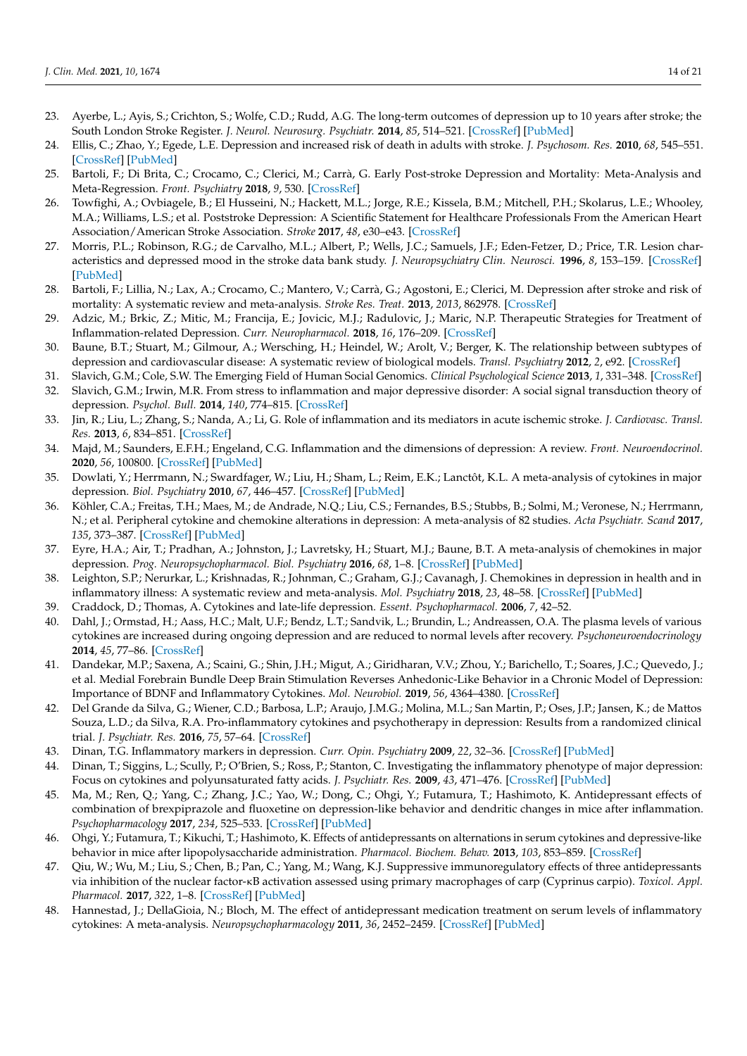23. Ayerbe, L.; Ayis, S.; Crichton, S.; Wolfe, C.D.; Rudd, A.G. The long-term outcomes of depression up to 10 years after stroke; the South London Stroke Register. *J. Neurol. Neurosurg. Psychiatr.* **2014**, *85*, 514–521. [CrossRef] [PubMed]
24. Ellis, C.; Zhao, Y.; Egede, L.E. Depression and increased risk of death in adults with stroke. *J. Psychosom. Res.* **2010**, *68*, 545–551. [CrossRef] [PubMed]
25. Bartoli, F.; Di Brita, C.; Crocamo, C.; Clerici, M.; Carrà, G. Early Post-stroke Depression and Mortality: Meta-Analysis and Meta-Regression. *Front. Psychiatry* **2018**, *9*, 530. [CrossRef]
26. Towfighi, A.; Ovbiagele, B.; El Husseini, N.; Hackett, M.L.; Jorge, R.E.; Kissela, B.M.; Mitchell, P.H.; Skolarus, L.E.; Whooley, M.A.; Williams, L.S.; et al. Poststroke Depression: A Scientific Statement for Healthcare Professionals From the American Heart Association/American Stroke Association. *Stroke* **2017**, *48*, e30–e43. [CrossRef]
27. Morris, P.L.; Robinson, R.G.; de Carvalho, M.L.; Albert, P.; Wells, J.C.; Samuels, J.F.; Eden-Fetzer, D.; Price, T.R. Lesion characteristics and depressed mood in the stroke data bank study. *J. Neuropsychiatry Clin. Neurosci.* **1996**, *8*, 153–159. [CrossRef] [PubMed]
28. Bartoli, F.; Lillia, N.; Lax, A.; Crocamo, C.; Mantero, V.; Carrà, G.; Agostoni, E.; Clerici, M. Depression after stroke and risk of mortality: A systematic review and meta-analysis. *Stroke Res. Treat.* **2013**, *2013*, 862978. [CrossRef]
29. Adzic, M.; Brkic, Z.; Mitic, M.; Francija, E.; Jovicic, M.J.; Radulovic, J.; Maric, N.P. Therapeutic Strategies for Treatment of Inflammation-related Depression. *Curr. Neuropharmacol.* **2018**, *16*, 176–209. [CrossRef]
30. Baune, B.T.; Stuart, M.; Gilmour, A.; Wersching, H.; Heindel, W.; Arolt, V.; Berger, K. The relationship between subtypes of depression and cardiovascular disease: A systematic review of biological models. *Transl. Psychiatry* **2012**, *2*, e92. [CrossRef]
31. Slavich, G.M.; Cole, S.W. The Emerging Field of Human Social Genomics. *Clinical Psychological Science* **2013**, *1*, 331–348. [CrossRef]
32. Slavich, G.M.; Irwin, M.R. From stress to inflammation and major depressive disorder: A social signal transduction theory of depression. *Psychol. Bull.* **2014**, *140*, 774–815. [CrossRef]
33. Jin, R.; Liu, L.; Zhang, S.; Nanda, A.; Li, G. Role of inflammation and its mediators in acute ischemic stroke. *J. Cardiovasc. Transl. Res.* **2013**, *6*, 834–851. [CrossRef]
34. Majd, M.; Saunders, E.F.H.; Engeland, C.G. Inflammation and the dimensions of depression: A review. *Front. Neuroendocrinol.* **2020**, *56*, 100800. [CrossRef] [PubMed]
35. Dowlati, Y.; Herrmann, N.; Swardfager, W.; Liu, H.; Sham, L.; Reim, E.K.; Lanctôt, K.L. A meta-analysis of cytokines in major depression. *Biol. Psychiatry* **2010**, *67*, 446–457. [CrossRef] [PubMed]
36. Köhler, C.A.; Freitas, T.H.; Maes, M.; de Andrade, N.Q.; Liu, C.S.; Fernandes, B.S.; Stubbs, B.; Solmi, M.; Veronese, N.; Herrmann, N.; et al. Peripheral cytokine and chemokine alterations in depression: A meta-analysis of 82 studies. *Acta Psychiatr. Scand* **2017**, *135*, 373–387. [CrossRef] [PubMed]
37. Eyre, H.A.; Air, T.; Pradhan, A.; Johnston, J.; Lavretsky, H.; Stuart, M.J.; Baune, B.T. A meta-analysis of chemokines in major depression. *Prog. Neuropsychopharmacol. Biol. Psychiatry* **2016**, *68*, 1–8. [CrossRef] [PubMed]
38. Leighton, S.P.; Nerurkar, L.; Krishnadas, R.; Johnman, C.; Graham, G.J.; Cavanagh, J. Chemokines in depression in health and in inflammatory illness: A systematic review and meta-analysis. *Mol. Psychiatry* **2018**, *23*, 48–58. [CrossRef] [PubMed]
39. Craddock, D.; Thomas, A. Cytokines and late-life depression. *Essent. Psychopharmacol.* **2006**, *7*, 42–52.
40. Dahl, J.; Ormstad, H.; Aass, H.C.; Malt, U.F.; Bendz, L.T.; Sandvik, L.; Brundin, L.; Andreassen, O.A. The plasma levels of various cytokines are increased during ongoing depression and are reduced to normal levels after recovery. *Psychoneuroendocrinology* **2014**, *45*, 77–86. [CrossRef]
41. Dandekar, M.P.; Saxena, A.; Scaini, G.; Shin, J.H.; Migut, A.; Giridharan, V.V.; Zhou, Y.; Barichello, T.; Soares, J.C.; Quevedo, J.; et al. Medial Forebrain Bundle Deep Brain Stimulation Reverses Anhedonic-Like Behavior in a Chronic Model of Depression: Importance of BDNF and Inflammatory Cytokines. *Mol. Neurobiol.* **2019**, *56*, 4364–4380. [CrossRef]
42. Del Grande da Silva, G.; Wiener, C.D.; Barbosa, L.P.; Araujo, J.M.G.; Molina, M.L.; San Martin, P.; Oses, J.P.; Jansen, K.; de Mattos Souza, L.D.; da Silva, R.A. Pro-inflammatory cytokines and psychotherapy in depression: Results from a randomized clinical trial. *J. Psychiatr. Res.* **2016**, *75*, 57–64. [CrossRef]
43. Dinan, T.G. Inflammatory markers in depression. *Curr. Opin. Psychiatry* **2009**, *22*, 32–36. [CrossRef] [PubMed]
44. Dinan, T.G.; Siggins, L.; Scully, P.; O'Brien, S.; Ross, P.; Stanton, C. Investigating the inflammatory phenotype of major depression: Focus on cytokines and polyunsaturated fatty acids. *J. Psychiatr. Res.* **2009**, *43*, 471–476. [CrossRef] [PubMed]
45. Ma, M.; Ren, Q.; Yang, C.; Zhang, J.C.; Yao, W.; Dong, C.; Ohgi, Y.; Futamura, T.; Hashimoto, K. Antidepressant effects of combination of brexpiprazole and fluoxetine on depression-like behavior and dendritic changes in mice after inflammation. *Psychopharmacology* **2017**, *234*, 525–533. [CrossRef] [PubMed]
46. Ohgi, Y.; Futamura, T.; Kikuchi, T.; Hashimoto, K. Effects of antidepressants on alternations in serum cytokines and depressive-like behavior in mice after lipopolysaccharide administration. *Pharmacol. Biochem. Behav.* **2013**, *103*, 853–859. [CrossRef]
47. Qiu, W.; Wu, M.; Liu, S.; Chen, B.; Pan, C.; Yang, M.; Wang, K.J. Suppressive immunoregulatory effects of three antidepressants via inhibition of the nuclear factor-κB activation assessed using primary macrophages of carp (Cyprinus carpio). *Toxicol. Appl. Pharmacol.* **2017**, *322*, 1–8. [CrossRef] [PubMed]
48. Hannestad, J.; DellaGioia, N.; Bloch, M. The effect of antidepressant medication treatment on serum levels of inflammatory cytokines: A meta-analysis. *Neuropsychopharmacology* **2011**, *36*, 2452–2459. [CrossRef] [PubMed]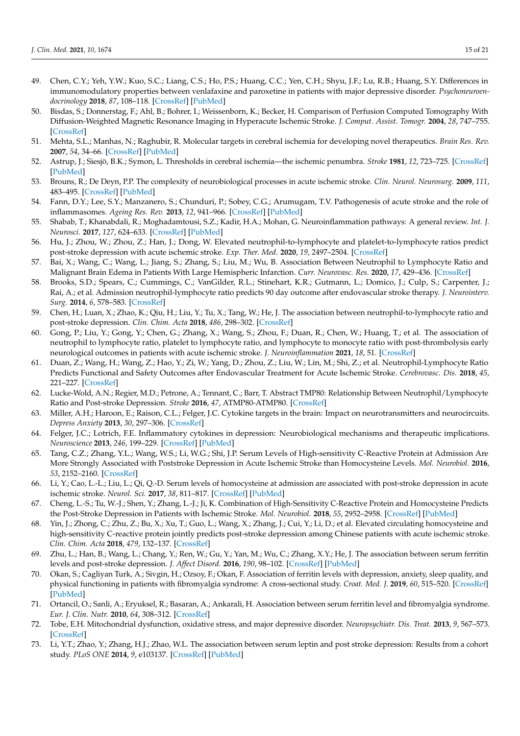49. Chen, C.Y.; Yeh, Y.W.; Kuo, S.C.; Liang, C.S.; Ho, P.S.; Huang, C.C.; Yen, C.H.; Shyu, J.F.; Lu, R.B.; Huang, S.Y. Differences in immunomodulatory properties between venlafaxine and paroxetine in patients with major depressive disorder. *Psychoneuroendocrinology* **2018**, *87*, 108–118. [CrossRef] [PubMed]
50. Bisdas, S.; Donnerstag, F.; Ahl, B.; Bohrer, I.; Weissenborn, K.; Becker, H. Comparison of Perfusion Computed Tomography With Diffusion-Weighted Magnetic Resonance Imaging in Hyperacute Ischemic Stroke. *J. Comput. Assist. Tomogr.* **2004**, *28*, 747–755. [CrossRef]
51. Mehta, S.L.; Manhas, N.; Raghubir, R. Molecular targets in cerebral ischemia for developing novel therapeutics. *Brain Res. Rev.* **2007**, *54*, 34–66. [CrossRef] [PubMed]
52. Astrup, J.; Siesjö, B.K.; Symon, L. Thresholds in cerebral ischemia—the ischemic penumbra. *Stroke* **1981**, *12*, 723–725. [CrossRef] [PubMed]
53. Brouns, R.; De Deyn, P.P. The complexity of neurobiological processes in acute ischemic stroke. *Clin. Neurol. Neurosurg.* **2009**, *111*, 483–495. [CrossRef] [PubMed]
54. Fann, D.Y.; Lee, S.Y.; Manzanero, S.; Chunduri, P.; Sobey, C.G.; Arumugam, T.V. Pathogenesis of acute stroke and the role of inflammasomes. *Ageing Res. Rev.* **2013**, *12*, 941–966. [CrossRef] [PubMed]
55. Shabab, T.; Khanabdali, R.; Moghadamtousi, S.Z.; Kadir, H.A.; Mohan, G. Neuroinflammation pathways: A general review. *Int. J. Neurosci.* **2017**, *127*, 624–633. [CrossRef] [PubMed]
56. Hu, J.; Zhou, W.; Zhou, Z.; Han, J.; Dong, W. Elevated neutrophil-to-lymphocyte and platelet-to-lymphocyte ratios predict post-stroke depression with acute ischemic stroke. *Exp. Ther. Med.* **2020**, *19*, 2497–2504. [CrossRef]
57. Bai, X.; Wang, C.; Wang, L.; Jiang, S.; Zhang, S.; Liu, M.; Wu, B. Association Between Neutrophil to Lymphocyte Ratio and Malignant Brain Edema in Patients With Large Hemispheric Infarction. *Curr. Neurovasc. Res.* **2020**, *17*, 429–436. [CrossRef]
58. Brooks, S.D.; Spears, C.; Cummings, C.; VanGilder, R.L.; Stinehart, K.R.; Gutmann, L.; Domico, J.; Culp, S.; Carpenter, J.; Rai, A.; et al. Admission neutrophil-lymphocyte ratio predicts 90 day outcome after endovascular stroke therapy. *J. Neurointerv. Surg.* **2014**, *6*, 578–583. [CrossRef]
59. Chen, H.; Luan, X.; Zhao, K.; Qiu, H.; Liu, Y.; Tu, X.; Tang, W.; He, J. The association between neutrophil-to-lymphocyte ratio and post-stroke depression. *Clin. Chim. Acta* **2018**, *486*, 298–302. [CrossRef]
60. Gong, P.; Liu, Y.; Gong, Y.; Chen, G.; Zhang, X.; Wang, S.; Zhou, F.; Duan, R.; Chen, W.; Huang, T.; et al. The association of neutrophil to lymphocyte ratio, platelet to lymphocyte ratio, and lymphocyte to monocyte ratio with post-thrombolysis early neurological outcomes in patients with acute ischemic stroke. *J. Neuroinflammation* **2021**, *18*, 51. [CrossRef]
61. Duan, Z.; Wang, H.; Wang, Z.; Hao, Y.; Zi, W.; Yang, D.; Zhou, Z.; Liu, W.; Lin, M.; Shi, Z.; et al. Neutrophil-Lymphocyte Ratio Predicts Functional and Safety Outcomes after Endovascular Treatment for Acute Ischemic Stroke. *Cerebrovasc. Dis.* **2018**, *45*, 221–227. [CrossRef]
62. Lucke-Wold, A.N.; Regier, M.D.; Petrone, A.; Tennant, C.; Barr, T. Abstract TMP80: Relationship Between Neutrophil/Lymphocyte Ratio and Post-stroke Depression. *Stroke* **2016**, *47*, ATMP80-ATMP80. [CrossRef]
63. Miller, A.H.; Haroon, E.; Raison, C.L.; Felger, J.C. Cytokine targets in the brain: Impact on neurotransmitters and neurocircuits. *Depress Anxiety* **2013**, *30*, 297–306. [CrossRef]
64. Felger, J.C.; Lotrich, F.E. Inflammatory cytokines in depression: Neurobiological mechanisms and therapeutic implications. *Neuroscience* **2013**, *246*, 199–229. [CrossRef] [PubMed]
65. Tang, C.Z.; Zhang, Y.L.; Wang, W.S.; Li, W.G.; Shi, J.P. Serum Levels of High-sensitivity C-Reactive Protein at Admission Are More Strongly Associated with Poststroke Depression in Acute Ischemic Stroke than Homocysteine Levels. *Mol. Neurobiol.* **2016**, *53*, 2152–2160. [CrossRef]
66. Li, Y.; Cao, L.-L.; Liu, L.; Qi, Q.-D. Serum levels of homocysteine at admission are associated with post-stroke depression in acute ischemic stroke. *Neurol. Sci.* **2017**, *38*, 811–817. [CrossRef] [PubMed]
67. Cheng, L.-S.; Tu, W.-J.; Shen, Y.; Zhang, L.-J.; Ji, K. Combination of High-Sensitivity C-Reactive Protein and Homocysteine Predicts the Post-Stroke Depression in Patients with Ischemic Stroke. *Mol. Neurobiol.* **2018**, *55*, 2952–2958. [CrossRef] [PubMed]
68. Yin, J.; Zhong, C.; Zhu, Z.; Bu, X.; Xu, T.; Guo, L.; Wang, X.; Zhang, J.; Cui, Y.; Li, D.; et al. Elevated circulating homocysteine and high-sensitivity C-reactive protein jointly predicts post-stroke depression among Chinese patients with acute ischemic stroke. *Clin. Chim. Acta* **2018**, *479*, 132–137. [CrossRef]
69. Zhu, L.; Han, B.; Wang, L.; Chang, Y.; Ren, W.; Gu, Y.; Yan, M.; Wu, C.; Zhang, X.Y.; He, J. The association between serum ferritin levels and post-stroke depression. *J. Affect Disord.* **2016**, *190*, 98–102. [CrossRef] [PubMed]
70. Okan, S.; Cagliyan Turk, A.; Sivgin, H.; Ozsoy, F.; Okan, F. Association of ferritin levels with depression, anxiety, sleep quality, and physical functioning in patients with fibromyalgia syndrome: A cross-sectional study. *Croat. Med. J.* **2019**, *60*, 515–520. [CrossRef] [PubMed]
71. Ortancil, O.; Sanli, A.; Eryuksel, R.; Basaran, A.; Ankarali, H. Association between serum ferritin level and fibromyalgia syndrome. *Eur. J. Clin. Nutr.* **2010**, *64*, 308–312. [CrossRef]
72. Tobe, E.H. Mitochondrial dysfunction, oxidative stress, and major depressive disorder. *Neuropsychiatr. Dis. Treat.* **2013**, *9*, 567–573. [CrossRef]
73. Li, Y.T.; Zhao, Y.; Zhang, H.J.; Zhao, W.L. The association between serum leptin and post stroke depression: Results from a cohort study. *PLoS ONE* **2014**, *9*, e103137. [CrossRef] [PubMed]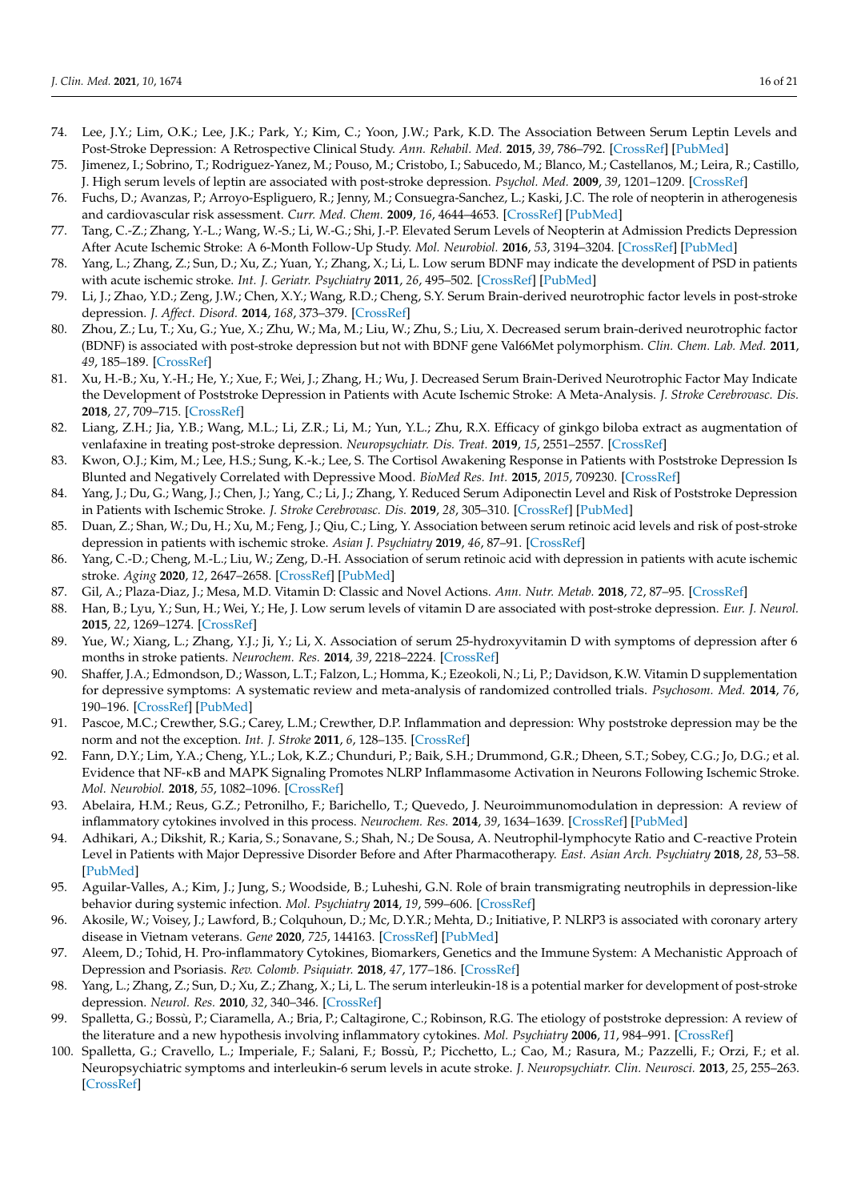74. Lee, J.Y.; Lim, O.K.; Lee, J.K.; Park, Y.; Kim, C.; Yoon, J.W.; Park, K.D. The Association Between Serum Leptin Levels and Post-Stroke Depression: A Retrospective Clinical Study. *Ann. Rehabil. Med.* **2015**, *39*, 786–792. [CrossRef] [PubMed]
75. Jimenez, I.; Sobrino, T.; Rodriguez-Yanez, M.; Pouso, M.; Cristobo, I.; Sabucedo, M.; Blanco, M.; Castellanos, M.; Leira, R.; Castillo, J. High serum levels of leptin are associated with post-stroke depression. *Psychol. Med.* **2009**, *39*, 1201–1209. [CrossRef]
76. Fuchs, D.; Avanzas, P.; Arroyo-Espliguero, R.; Jenny, M.; Consuegra-Sanchez, L.; Kaski, J.C. The role of neopterin in atherogenesis and cardiovascular risk assessment. *Curr. Med. Chem.* **2009**, *16*, 4644–4653. [CrossRef] [PubMed]
77. Tang, C.-Z.; Zhang, Y.-L.; Wang, W.-S.; Li, W.-G.; Shi, J.-P. Elevated Serum Levels of Neopterin at Admission Predicts Depression After Acute Ischemic Stroke: A 6-Month Follow-Up Study. *Mol. Neurobiol.* **2016**, *53*, 3194–3204. [CrossRef] [PubMed]
78. Yang, L.; Zhang, Z.; Sun, D.; Xu, Z.; Yuan, Y.; Zhang, X.; Li, L. Low serum BDNF may indicate the development of PSD in patients with acute ischemic stroke. *Int. J. Geriatr. Psychiatry* **2011**, *26*, 495–502. [CrossRef] [PubMed]
79. Li, J.; Zhao, Y.D.; Zeng, J.W.; Chen, X.Y.; Wang, R.D.; Cheng, S.Y. Serum Brain-derived neurotrophic factor levels in post-stroke depression. *J. Affect. Disord.* **2014**, *168*, 373–379. [CrossRef]
80. Zhou, Z.; Lu, T.; Xu, G.; Yue, X.; Zhu, W.; Ma, M.; Liu, W.; Zhu, S.; Liu, X. Decreased serum brain-derived neurotrophic factor (BDNF) is associated with post-stroke depression but not with BDNF gene Val66Met polymorphism. *Clin. Chem. Lab. Med.* **2011**, *49*, 185–189. [CrossRef]
81. Xu, H.-B.; Xu, Y.-H.; He, Y.; Xue, F.; Wei, J.; Zhang, H.; Wu, J. Decreased Serum Brain-Derived Neurotrophic Factor May Indicate the Development of Poststroke Depression in Patients with Acute Ischemic Stroke: A Meta-Analysis. *J. Stroke Cerebrovasc. Dis.* **2018**, *27*, 709–715. [CrossRef]
82. Liang, Z.H.; Jia, Y.B.; Wang, M.L.; Li, Z.R.; Li, M.; Yun, Y.L.; Zhu, R.X. Efficacy of ginkgo biloba extract as augmentation of venlafaxine in treating post-stroke depression. *Neuropsychiatr. Dis. Treat.* **2019**, *15*, 2551–2557. [CrossRef]
83. Kwon, O.J.; Kim, M.; Lee, H.S.; Sung, K.-k.; Lee, S. The Cortisol Awakening Response in Patients with Poststroke Depression Is Blunted and Negatively Correlated with Depressive Mood. *BioMed Res. Int.* **2015**, *2015*, 709230. [CrossRef]
84. Yang, J.; Du, G.; Wang, J.; Chen, J.; Yang, C.; Li, J.; Zhang, Y. Reduced Serum Adiponectin Level and Risk of Poststroke Depression in Patients with Ischemic Stroke. *J. Stroke Cerebrovasc. Dis.* **2019**, *28*, 305–310. [CrossRef] [PubMed]
85. Duan, Z.; Shan, W.; Du, H.; Xu, M.; Feng, J.; Qiu, C.; Ling, Y. Association between serum retinoic acid levels and risk of post-stroke depression in patients with ischemic stroke. *Asian J. Psychiatry* **2019**, *46*, 87–91. [CrossRef]
86. Yang, C.-D.; Cheng, M.-L.; Liu, W.; Zeng, D.-H. Association of serum retinoic acid with depression in patients with acute ischemic stroke. *Aging* **2020**, *12*, 2647–2658. [CrossRef] [PubMed]
87. Gil, A.; Plaza-Diaz, J.; Mesa, M.D. Vitamin D: Classic and Novel Actions. *Ann. Nutr. Metab.* **2018**, *72*, 87–95. [CrossRef]
88. Han, B.; Lyu, Y.; Sun, H.; Wei, Y.; He, J. Low serum levels of vitamin D are associated with post-stroke depression. *Eur. J. Neurol.* **2015**, *22*, 1269–1274. [CrossRef]
89. Yue, W.; Xiang, L.; Zhang, Y.J.; Ji, Y.; Li, X. Association of serum 25-hydroxyvitamin D with symptoms of depression after 6 months in stroke patients. *Neurochem. Res.* **2014**, *39*, 2218–2224. [CrossRef]
90. Shaffer, J.A.; Edmondson, D.; Wasson, L.T.; Falzon, L.; Homma, K.; Ezeokoli, N.; Li, P.; Davidson, K.W. Vitamin D supplementation for depressive symptoms: A systematic review and meta-analysis of randomized controlled trials. *Psychosom. Med.* **2014**, *76*, 190–196. [CrossRef] [PubMed]
91. Pascoe, M.C.; Crewther, S.G.; Carey, L.M.; Crewther, D.P. Inflammation and depression: Why poststroke depression may be the norm and not the exception. *Int. J. Stroke* **2011**, *6*, 128–135. [CrossRef]
92. Fann, D.Y.; Lim, Y.A.; Cheng, Y.L.; Lok, K.Z.; Chunduri, P.; Baik, S.H.; Drummond, G.R.; Dheen, S.T.; Sobey, C.G.; Jo, D.G.; et al. Evidence that NF-κB and MAPK Signaling Promotes NLRP Inflammasome Activation in Neurons Following Ischemic Stroke. *Mol. Neurobiol.* **2018**, *55*, 1082–1096. [CrossRef]
93. Abelaira, H.M.; Reus, G.Z.; Petronilho, F.; Barichello, T.; Quevedo, J. Neuroimmunomodulation in depression: A review of inflammatory cytokines involved in this process. *Neurochem. Res.* **2014**, *39*, 1634–1639. [CrossRef] [PubMed]
94. Adhikari, A.; Dikshit, R.; Karia, S.; Sonavane, S.; Shah, N.; De Sousa, A. Neutrophil-lymphocyte Ratio and C-reactive Protein Level in Patients with Major Depressive Disorder Before and After Pharmacotherapy. *East. Asian Arch. Psychiatry* **2018**, *28*, 53–58. [PubMed]
95. Aguilar-Valles, A.; Kim, J.; Jung, S.; Woodside, B.; Luheshi, G.N. Role of brain transmigrating neutrophils in depression-like behavior during systemic infection. *Mol. Psychiatry* **2014**, *19*, 599–606. [CrossRef]
96. Akosile, W.; Voisey, J.; Lawford, B.; Colquhoun, D.; Mc, D.Y.R.; Mehta, D.; Initiative, P. NLRP3 is associated with coronary artery disease in Vietnam veterans. *Gene* **2020**, *725*, 144163. [CrossRef] [PubMed]
97. Aleem, D.; Tohid, H. Pro-inflammatory Cytokines, Biomarkers, Genetics and the Immune System: A Mechanistic Approach of Depression and Psoriasis. *Rev. Colomb. Psiquiatr.* **2018**, *47*, 177–186. [CrossRef]
98. Yang, L.; Zhang, Z.; Sun, D.; Xu, Z.; Zhang, X.; Li, L. The serum interleukin-18 is a potential marker for development of post-stroke depression. *Neurol. Res.* **2010**, *32*, 340–346. [CrossRef]
99. Spalletta, G.; Bossù, P.; Ciaramella, A.; Bria, P.; Caltagirone, C.; Robinson, R.G. The etiology of poststroke depression: A review of the literature and a new hypothesis involving inflammatory cytokines. *Mol. Psychiatry* **2006**, *11*, 984–991. [CrossRef]
100. Spalletta, G.; Cravello, L.; Imperiale, F.; Salani, F.; Bossù, P.; Picchetto, L.; Cao, M.; Rasura, M.; Pazzelli, F.; Orzi, F.; et al. Neuropsychiatric symptoms and interleukin-6 serum levels in acute stroke. *J. Neuropsychiatry Clin. Neurosci.* **2013**, *25*, 255–263. [CrossRef]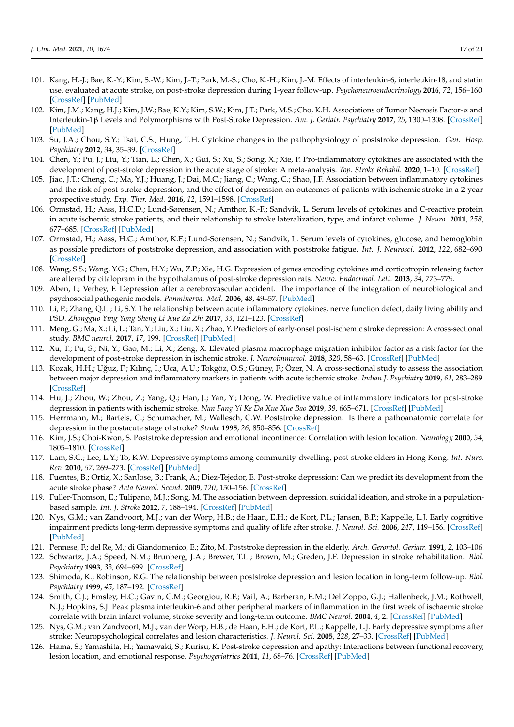101. Kang, H.-J.; Bae, K.-Y.; Kim, S.-W.; Kim, J.-T.; Park, M.-S.; Cho, K.-H.; Kim, J.-M. Effects of interleukin-6, interleukin-18, and statin use, evaluated at acute stroke, on post-stroke depression during 1-year follow-up. *Psychoneuroendocrinology* **2016**, *72*, 156–160. [CrossRef] [PubMed]
102. Kim, J.M.; Kang, H.J.; Kim, J.W.; Bae, K.Y.; Kim, S.W.; Kim, J.T.; Park, M.S.; Cho, K.H. Associations of Tumor Necrosis Factor-α and Interleukin-1β Levels and Polymorphisms with Post-Stroke Depression. *Am. J. Geriatr. Psychiatry* **2017**, *25*, 1300–1308. [CrossRef] [PubMed]
103. Su, J.A.; Chou, S.Y.; Tsai, C.S.; Hung, T.H. Cytokine changes in the pathophysiology of poststroke depression. *Gen. Hosp. Psychiatry* **2012**, *34*, 35–39. [CrossRef]
104. Chen, Y.; Pu, J.; Liu, Y.; Tian, L.; Chen, X.; Gui, S.; Xu, S.; Song, X.; Xie, P. Pro-inflammatory cytokines are associated with the development of post-stroke depression in the acute stage of stroke: A meta-analysis. *Top. Stroke Rehabil.* **2020**, 1–10. [CrossRef]
105. Jiao, J.T.; Cheng, C.; Ma, Y.J.; Huang, J.; Dai, M.C.; Jiang, C.; Wang, C.; Shao, J.F. Association between inflammatory cytokines and the risk of post-stroke depression, and the effect of depression on outcomes of patients with ischemic stroke in a 2-year prospective study. *Exp. Ther. Med.* **2016**, *12*, 1591–1598. [CrossRef]
106. Ormstad, H.; Aass, H.C.D.; Lund-Sørensen, N.; Amthor, K.-F.; Sandvik, L. Serum levels of cytokines and C-reactive protein in acute ischemic stroke patients, and their relationship to stroke lateralization, type, and infarct volume. *J. Neuro.* **2011**, *258*, 677–685. [CrossRef] [PubMed]
107. Ormstad, H.; Aass, H.C.; Amthor, K.F.; Lund-Sorensen, N.; Sandvik, L. Serum levels of cytokines, glucose, and hemoglobin as possible predictors of poststroke depression, and association with poststroke fatigue. *Int. J. Neurosci.* **2012**, *122*, 682–690. [CrossRef]
108. Wang, S.S.; Wang, Y.G.; Chen, H.Y.; Wu, Z.P.; Xie, H.G. Expression of genes encoding cytokines and corticotropin releasing factor are altered by citalopram in the hypothalamus of post-stroke depression rats. *Neuro. Endocrinol. Lett.* **2013**, *34*, 773–779.
109. Aben, I.; Verhey, F. Depression after a cerebrovascular accident. The importance of the integration of neurobiological and psychosocial pathogenic models. *Panminerva. Med.* **2006**, *48*, 49–57. [PubMed]
110. Li, P.; Zhang, Q.L.; Li, S.Y. The relationship between acute inflammatory cytokines, nerve function defect, daily living ability and PSD. *Zhongguo Ying Yong Sheng Li Xue Za Zhi* **2017**, *33*, 121–123. [CrossRef]
111. Meng, G.; Ma, X.; Li, L.; Tan, Y.; Liu, X.; Liu, X.; Zhao, Y. Predictors of early-onset post-ischemic stroke depression: A cross-sectional study. *BMC neurol.* **2017**, *17*, 199. [CrossRef] [PubMed]
112. Xu, T.; Pu, S.; Ni, Y.; Gao, M.; Li, X.; Zeng, X. Elevated plasma macrophage migration inhibitor factor as a risk factor for the development of post-stroke depression in ischemic stroke. *J. Neuroimmunol.* **2018**, *320*, 58–63. [CrossRef] [PubMed]
113. Kozak, H.H.; Uğuz, F.; Kılınç, İ.; Uca, A.U.; Tokgöz, O.S.; Güney, F.; Özer, N. A cross-sectional study to assess the association between major depression and inflammatory markers in patients with acute ischemic stroke. *Indian J. Psychiatry* **2019**, *61*, 283–289. [CrossRef]
114. Hu, J.; Zhou, W.; Zhou, Z.; Yang, Q.; Han, J.; Yan, Y.; Dong, W. Predictive value of inflammatory indicators for post-stroke depression in patients with ischemic stroke. *Nan Fang Yi Ke Da Xue Xue Bao* **2019**, *39*, 665–671. [CrossRef] [PubMed]
115. Herrmann, M.; Bartels, C.; Schumacher, M.; Wallesch, C.W. Poststroke depression. Is there a pathoanatomic correlate for depression in the postacute stage of stroke? *Stroke* **1995**, *26*, 850–856. [CrossRef]
116. Kim, J.S.; Choi-Kwon, S. Poststroke depression and emotional incontinence: Correlation with lesion location. *Neurology* **2000**, *54*, 1805–1810. [CrossRef]
117. Lam, S.C.; Lee, L.Y.; To, K.W. Depressive symptoms among community-dwelling, post-stroke elders in Hong Kong. *Int. Nurs. Rev.* **2010**, *57*, 269–273. [CrossRef] [PubMed]
118. Fuentes, B.; Ortiz, X.; SanJose, B.; Frank, A.; Diez-Tejedor, E. Post-stroke depression: Can we predict its development from the acute stroke phase? *Acta Neurol. Scand.* **2009**, *120*, 150–156. [CrossRef]
119. Fuller-Thomson, E.; Tulipano, M.J.; Song, M. The association between depression, suicidal ideation, and stroke in a population-based sample. *Int. J. Stroke* **2012**, *7*, 188–194. [CrossRef] [PubMed]
120. Nys, G.M.; van Zandvoort, M.J.; van der Worp, H.B.; de Haan, E.H.; de Kort, P.L.; Jansen, B.P.; Kappelle, L.J. Early cognitive impairment predicts long-term depressive symptoms and quality of life after stroke. *J. Neurol. Sci.* **2006**, *247*, 149–156. [CrossRef] [PubMed]
121. Pennese, F.; del Re, M.; di Giandomenico, E.; Zito, M. Poststroke depression in the elderly. *Arch. Gerontol. Geriatr.* **1991**, *2*, 103–106.
122. Schwartz, J.A.; Speed, N.M.; Brunberg, J.A.; Brewer, T.L.; Brown, M.; Greden, J.F. Depression in stroke rehabilitation. *Biol. Psychiatry* **1993**, *33*, 694–699. [CrossRef]
123. Shimoda, K.; Robinson, R.G. The relationship between poststroke depression and lesion location in long-term follow-up. *Biol. Psychiatry* **1999**, *45*, 187–192. [CrossRef]
124. Smith, C.J.; Emsley, H.C.; Gavin, C.M.; Georgiou, R.F.; Vail, A.; Barberan, E.M.; Del Zoppo, G.J.; Hallenbeck, J.M.; Rothwell, N.J.; Hopkins, S.J. Peak plasma interleukin-6 and other peripheral markers of inflammation in the first week of ischaemic stroke correlate with brain infarct volume, stroke severity and long-term outcome. *BMC Neurol.* **2004**, *4*, 2. [CrossRef] [PubMed]
125. Nys, G.M.; van Zandvoort, M.J.; van der Worp, H.B.; de Haan, E.H.; de Kort, P.L.; Kappelle, L.J. Early depressive symptoms after stroke: Neuropsychological correlates and lesion characteristics. *J. Neurol. Sci.* **2005**, *228*, 27–33. [CrossRef] [PubMed]
126. Hama, S.; Yamashita, H.; Yamawaki, S.; Kurisu, K. Post-stroke depression and apathy: Interactions between functional recovery, lesion location, and emotional response. *Psychogeriatrics* **2011**, *11*, 68–76. [CrossRef] [PubMed]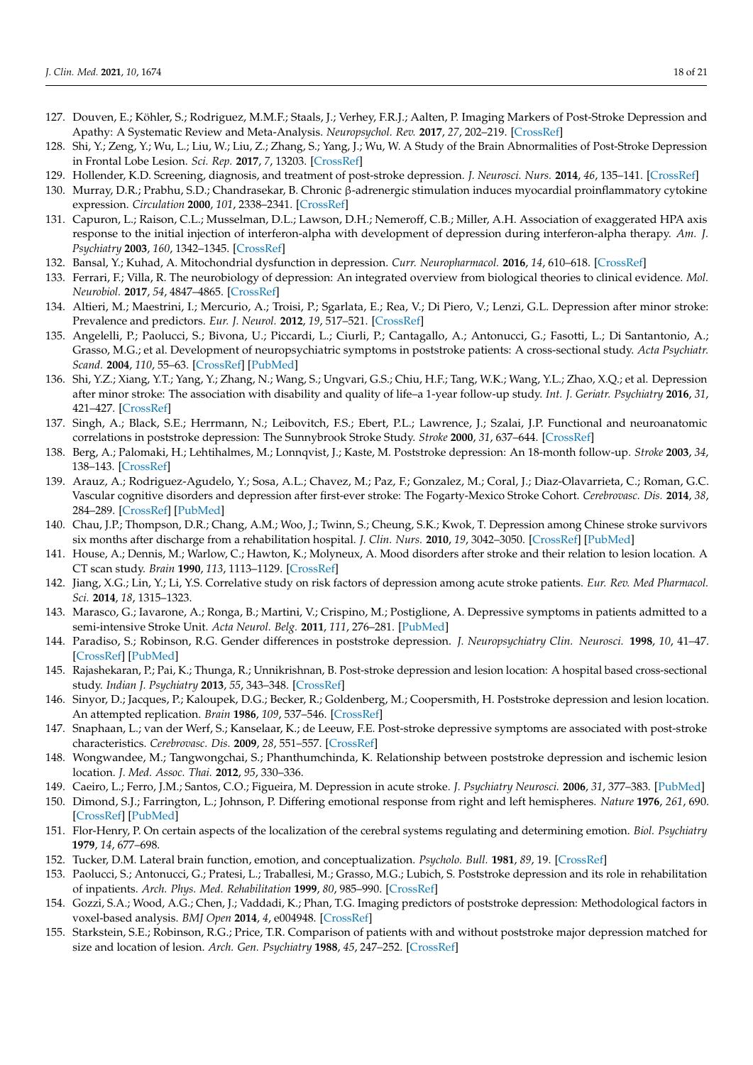127. Douven, E.; Köhler, S.; Rodriguez, M.M.F.; Staals, J.; Verhey, F.R.J.; Aalten, P. Imaging Markers of Post-Stroke Depression and Apathy: A Systematic Review and Meta-Analysis. *Neuropsychol. Rev.* **2017**, *27*, 202–219. [CrossRef]
128. Shi, Y.; Zeng, Y.; Wu, L.; Liu, W.; Liu, Z.; Zhang, S.; Yang, J.; Wu, W. A Study of the Brain Abnormalities of Post-Stroke Depression in Frontal Lobe Lesion. *Sci. Rep.* **2017**, *7*, 13203. [CrossRef]
129. Hollender, K.D. Screening, diagnosis, and treatment of post-stroke depression. *J. Neurosci. Nurs.* **2014**, *46*, 135–141. [CrossRef]
130. Murray, D.R.; Prabhu, S.D.; Chandrasekar, B. Chronic β-adrenergic stimulation induces myocardial proinflammatory cytokine expression. *Circulation* **2000**, *101*, 2338–2341. [CrossRef]
131. Capuron, L.; Raison, C.L.; Musselman, D.L.; Lawson, D.H.; Nemeroff, C.B.; Miller, A.H. Association of exaggerated HPA axis response to the initial injection of interferon-alpha with development of depression during interferon-alpha therapy. *Am. J. Psychiatry* **2003**, *160*, 1342–1345. [CrossRef]
132. Bansal, Y.; Kuhad, A. Mitochondrial dysfunction in depression. *Curr. Neuropharmacol.* **2016**, *14*, 610–618. [CrossRef]
133. Ferrari, F.; Villa, R. The neurobiology of depression: An integrated overview from biological theories to clinical evidence. *Mol. Neurobiol.* **2017**, *54*, 4847–4865. [CrossRef]
134. Altieri, M.; Maestrini, I.; Mercurio, A.; Troisi, P.; Sgarlata, E.; Rea, V.; Di Piero, V.; Lenzi, G.L. Depression after minor stroke: Prevalence and predictors. *Eur. J. Neurol.* **2012**, *19*, 517–521. [CrossRef]
135. Angelelli, P.; Paolucci, S.; Bivona, U.; Piccardi, L.; Ciurli, P.; Cantagallo, A.; Antonucci, G.; Fasotti, L.; Di Santantonio, A.; Grasso, M.G.; et al. Development of neuropsychiatric symptoms in poststroke patients: A cross-sectional study. *Acta Psychiatr. Scand.* **2004**, *110*, 55–63. [CrossRef] [PubMed]
136. Shi, Y.Z.; Xiang, Y.T.; Yang, Y.; Zhang, N.; Wang, S.; Ungvari, G.S.; Chiu, H.F.; Tang, W.K.; Wang, Y.L.; Zhao, X.Q.; et al. Depression after minor stroke: The association with disability and quality of life–a 1-year follow-up study. *Int. J. Geriatr. Psychiatry* **2016**, *31*, 421–427. [CrossRef]
137. Singh, A.; Black, S.E.; Herrmann, N.; Leibovitch, F.S.; Ebert, P.L.; Lawrence, J.; Szalai, J.P. Functional and neuroanatomic correlations in poststroke depression: The Sunnybrook Stroke Study. *Stroke* **2000**, *31*, 637–644. [CrossRef]
138. Berg, A.; Palomaki, H.; Lehtihalmes, M.; Lonnqvist, J.; Kaste, M. Poststroke depression: An 18-month follow-up. *Stroke* **2003**, *34*, 138–143. [CrossRef]
139. Arauz, A.; Rodriguez-Agudelo, Y.; Sosa, A.L.; Chavez, M.; Paz, F.; Gonzalez, M.; Coral, J.; Diaz-Olavarrieta, C.; Roman, G.C. Vascular cognitive disorders and depression after first-ever stroke: The Fogarty-Mexico Stroke Cohort. *Cerebrovasc. Dis.* **2014**, *38*, 284–289. [CrossRef] [PubMed]
140. Chau, J.P.; Thompson, D.R.; Chang, A.M.; Woo, J.; Twinn, S.; Cheung, S.K.; Kwok, T. Depression among Chinese stroke survivors six months after discharge from a rehabilitation hospital. *J. Clin. Nurs.* **2010**, *19*, 3042–3050. [CrossRef] [PubMed]
141. House, A.; Dennis, M.; Warlow, C.; Hawton, K.; Molyneux, A. Mood disorders after stroke and their relation to lesion location. A CT scan study. *Brain* **1990**, *113*, 1113–1129. [CrossRef]
142. Jiang, X.G.; Lin, Y.; Li, Y.S. Correlative study on risk factors of depression among acute stroke patients. *Eur. Rev. Med Pharmacol. Sci.* **2014**, *18*, 1315–1323.
143. Marasco, G.; Iavarone, A.; Ronga, B.; Martini, V.; Crispino, M.; Postiglione, A. Depressive symptoms in patients admitted to a semi-intensive Stroke Unit. *Acta Neurol. Belg.* **2011**, *111*, 276–281. [PubMed]
144. Paradiso, S.; Robinson, R.G. Gender differences in poststroke depression. *J. Neuropsychiatry Clin. Neurosci.* **1998**, *10*, 41–47. [CrossRef] [PubMed]
145. Rajashekaran, P.; Pai, K.; Thunga, R.; Unnikrishnan, B. Post-stroke depression and lesion location: A hospital based cross-sectional study. *Indian J. Psychiatry* **2013**, *55*, 343–348. [CrossRef]
146. Sinyor, D.; Jacques, P.; Kaloupek, D.G.; Becker, R.; Goldenberg, M.; Coopersmith, H. Poststroke depression and lesion location. An attempted replication. *Brain* **1986**, *109*, 537–546. [CrossRef]
147. Snaphaan, L.; van der Werf, S.; Kanselaar, K.; de Leeuw, F.E. Post-stroke depressive symptoms are associated with post-stroke characteristics. *Cerebrovasc. Dis.* **2009**, *28*, 551–557. [CrossRef]
148. Wongwandee, M.; Tangwongchai, S.; Phanthumchinda, K. Relationship between poststroke depression and ischemic lesion location. *J. Med. Assoc. Thai.* **2012**, *95*, 330–336.
149. Caeiro, L.; Ferro, J.M.; Santos, C.O.; Figueira, M. Depression in acute stroke. *J. Psychiatry Neurosci.* **2006**, *31*, 377–383. [PubMed]
150. Dimond, S.J.; Farrington, L.; Johnson, P. Differing emotional response from right and left hemispheres. *Nature* **1976**, *261*, 690. [CrossRef] [PubMed]
151. Flor-Henry, P. On certain aspects of the localization of the cerebral systems regulating and determining emotion. *Biol. Psychiatry* **1979**, *14*, 677–698.
152. Tucker, D.M. Lateral brain function, emotion, and conceptualization. *Psycholo. Bull.* **1981**, *89*, 19. [CrossRef]
153. Paolucci, S.; Antonucci, G.; Pratesi, L.; Traballesi, M.; Grasso, M.G.; Lubich, S. Poststroke depression and its role in rehabilitation of inpatients. *Arch. Phys. Med. Rehabilitation* **1999**, *80*, 985–990. [CrossRef]
154. Gozzi, S.A.; Wood, A.G.; Chen, J.; Vaddadi, K.; Phan, T.G. Imaging predictors of poststroke depression: Methodological factors in voxel-based analysis. *BMJ Open* **2014**, *4*, e004948. [CrossRef]
155. Starkstein, S.E.; Robinson, R.G.; Price, T.R. Comparison of patients with and without poststroke major depression matched for size and location of lesion. *Arch. Gen. Psychiatry* **1988**, *45*, 247–252. [CrossRef]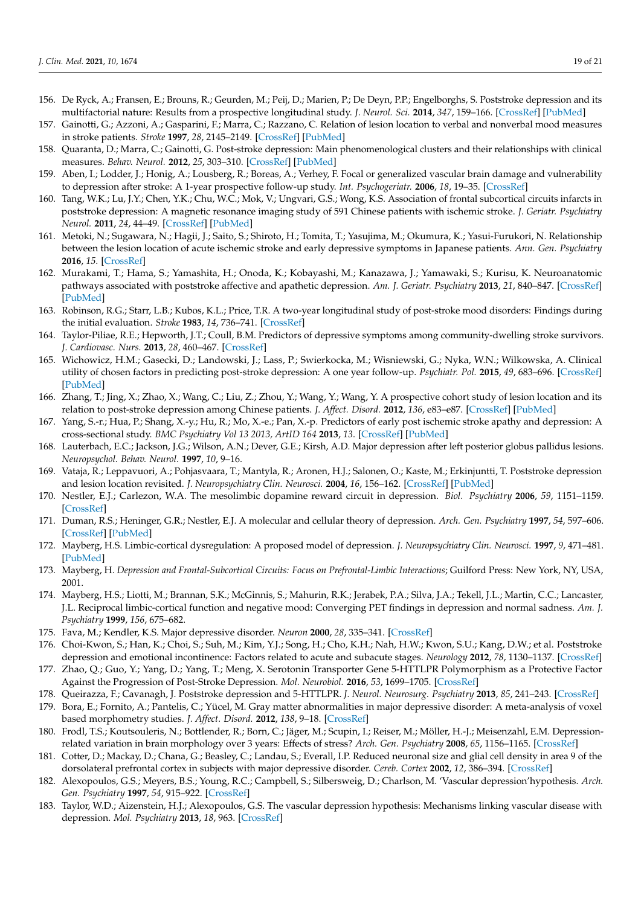156. De Ryck, A.; Fransen, E.; Brouns, R.; Geurden, M.; Peij, D.; Marien, P.; De Deyn, P.P.; Engelborghs, S. Poststroke depression and its multifactorial nature: Results from a prospective longitudinal study. *J. Neurol. Sci.* **2014**, *347*, 159–166. [CrossRef] [PubMed]
157. Gainotti, G.; Azzoni, A.; Gasparini, F.; Marra, C.; Razzano, C. Relation of lesion location to verbal and nonverbal mood measures in stroke patients. *Stroke* **1997**, *28*, 2145–2149. [CrossRef] [PubMed]
158. Quaranta, D.; Marra, C.; Gainotti, G. Post-stroke depression: Main phenomenological clusters and their relationships with clinical measures. *Behav. Neurol.* **2012**, *25*, 303–310. [CrossRef] [PubMed]
159. Aben, I.; Lodder, J.; Honig, A.; Lousberg, R.; Boreas, A.; Verhey, F. Focal or generalized vascular brain damage and vulnerability to depression after stroke: A 1-year prospective follow-up study. *Int. Psychogeriatr.* **2006**, *18*, 19–35. [CrossRef]
160. Tang, W.K.; Lu, J.Y.; Chen, Y.K.; Chu, W.C.; Mok, V.; Ungvari, G.S.; Wong, K.S. Association of frontal subcortical circuits infarcts in poststroke depression: A magnetic resonance imaging study of 591 Chinese patients with ischemic stroke. *J. Geriatr. Psychiatry Neurol.* **2011**, *24*, 44–49. [CrossRef] [PubMed]
161. Metoki, N.; Sugawara, N.; Hagii, J.; Saito, S.; Shiroto, H.; Tomita, T.; Yasujima, M.; Okumura, K.; Yasui-Furukori, N. Relationship between the lesion location of acute ischemic stroke and early depressive symptoms in Japanese patients. *Ann. Gen. Psychiatry* **2016**, *15*. [CrossRef]
162. Murakami, T.; Hama, S.; Yamashita, H.; Onoda, K.; Kobayashi, M.; Kanazawa, J.; Yamawaki, S.; Kurisu, K. Neuroanatomic pathways associated with poststroke affective and apathetic depression. *Am. J. Geriatr. Psychiatry* **2013**, *21*, 840–847. [CrossRef] [PubMed]
163. Robinson, R.G.; Starr, L.B.; Kubos, K.L.; Price, T.R. A two-year longitudinal study of post-stroke mood disorders: Findings during the initial evaluation. *Stroke* **1983**, *14*, 736–741. [CrossRef]
164. Taylor-Piliae, R.E.; Hepworth, J.T.; Coull, B.M. Predictors of depressive symptoms among community-dwelling stroke survivors. *J. Cardiovasc. Nurs.* **2013**, *28*, 460–467. [CrossRef]
165. Wichowicz, H.M.; Gasecki, D.; Landowski, J.; Lass, P.; Swierkocka, M.; Wisniewski, G.; Nyka, W.N.; Wilkowska, A. Clinical utility of chosen factors in predicting post-stroke depression: A one year follow-up. *Psychiatr. Pol.* **2015**, *49*, 683–696. [CrossRef] [PubMed]
166. Zhang, T.; Jing, X.; Zhao, X.; Wang, C.; Liu, Z.; Zhou, Y.; Wang, Y.; Wang, Y. A prospective cohort study of lesion location and its relation to post-stroke depression among Chinese patients. *J. Affect. Disord.* **2012**, *136*, e83–e87. [CrossRef] [PubMed]
167. Yang, S.-r.; Hua, P.; Shang, X.-y.; Hu, R.; Mo, X.-e.; Pan, X.-p. Predictors of early post ischemic stroke apathy and depression: A cross-sectional study. *BMC Psychiatry Vol 13 2013, ArtID 164* **2013**, *13*. [CrossRef] [PubMed]
168. Lauterbach, E.C.; Jackson, J.G.; Wilson, A.N.; Dever, G.E.; Kirsh, A.D. Major depression after left posterior globus pallidus lesions. *Neuropsychol. Behav. Neurol.* **1997**, *10*, 9–16.
169. Vataja, R.; Leppavuori, A.; Pohjasvaara, T.; Mantyla, R.; Aronen, H.J.; Salonen, O.; Kaste, M.; Erkinjuntti, T. Poststroke depression and lesion location revisited. *J. Neuropsychiatry Clin. Neurosci.* **2004**, *16*, 156–162. [CrossRef] [PubMed]
170. Nestler, E.J.; Carlezon, W.A. The mesolimbic dopamine reward circuit in depression. *Biol. Psychiatry* **2006**, *59*, 1151–1159. [CrossRef]
171. Duman, R.S.; Heninger, G.R.; Nestler, E.J. A molecular and cellular theory of depression. *Arch. Gen. Psychiatry* **1997**, *54*, 597–606. [CrossRef] [PubMed]
172. Mayberg, H.S. Limbic-cortical dysregulation: A proposed model of depression. *J. Neuropsychiatry Clin. Neurosci.* **1997**, *9*, 471–481. [PubMed]
173. Mayberg, H. *Depression and Frontal-Subcortical Circuits: Focus on Prefrontal-Limbic Interactions*; Guilford Press: New York, NY, USA, 2001.
174. Mayberg, H.S.; Liotti, M.; Brannan, S.K.; McGinnis, S.; Mahurin, R.K.; Jerabek, P.A.; Silva, J.A.; Tekell, J.L.; Martin, C.C.; Lancaster, J.L. Reciprocal limbic-cortical function and negative mood: Converging PET findings in depression and normal sadness. *Am. J. Psychiatry* **1999**, *156*, 675–682.
175. Fava, M.; Kendler, K.S. Major depressive disorder. *Neuron* **2000**, *28*, 335–341. [CrossRef]
176. Choi-Kwon, S.; Han, K.; Choi, S.; Suh, M.; Kim, Y.J.; Song, H.; Cho, K.H.; Nah, H.W.; Kwon, S.U.; Kang, D.W.; et al. Poststroke depression and emotional incontinence: Factors related to acute and subacute stages. *Neurology* **2012**, *78*, 1130–1137. [CrossRef]
177. Zhao, Q.; Guo, Y.; Yang, D.; Yang, T.; Meng, X. Serotonin Transporter Gene 5-HTTLPR Polymorphism as a Protective Factor Against the Progression of Post-Stroke Depression. *Mol. Neurobiol.* **2016**, *53*, 1699–1705. [CrossRef]
178. Queirazza, F.; Cavanagh, J. Poststroke depression and 5-HTTLPR. *J. Neurol. Neurosurg. Psychiatry* **2013**, *85*, 241–243. [CrossRef]
179. Bora, E.; Fornito, A.; Pantelis, C.; Yücel, M. Gray matter abnormalities in major depressive disorder: A meta-analysis of voxel based morphometry studies. *J. Affect. Disord.* **2012**, *138*, 9–18. [CrossRef]
180. Frodl, T.S.; Koutsouleris, N.; Bottlender, R.; Born, C.; Jäger, M.; Scupin, I.; Reiser, M.; Möller, H.-J.; Meisenzahl, E.M. Depression-related variation in brain morphology over 3 years: Effects of stress? *Arch. Gen. Psychiatry* **2008**, *65*, 1156–1165. [CrossRef]
181. Cotter, D.; Mackay, D.; Chana, G.; Beasley, C.; Landau, S.; Everall, I.P. Reduced neuronal size and glial cell density in area 9 of the dorsolateral prefrontal cortex in subjects with major depressive disorder. *Cereb. Cortex* **2002**, *12*, 386–394. [CrossRef]
182. Alexopoulos, G.S.; Meyers, B.S.; Young, R.C.; Campbell, S.; Silbersweig, D.; Charlson, M. 'Vascular depression'hypothesis. *Arch. Gen. Psychiatry* **1997**, *54*, 915–922. [CrossRef]
183. Taylor, W.D.; Aizenstein, H.J.; Alexopoulos, G.S. The vascular depression hypothesis: Mechanisms linking vascular disease with depression. *Mol. Psychiatry* **2013**, *18*, 963. [CrossRef]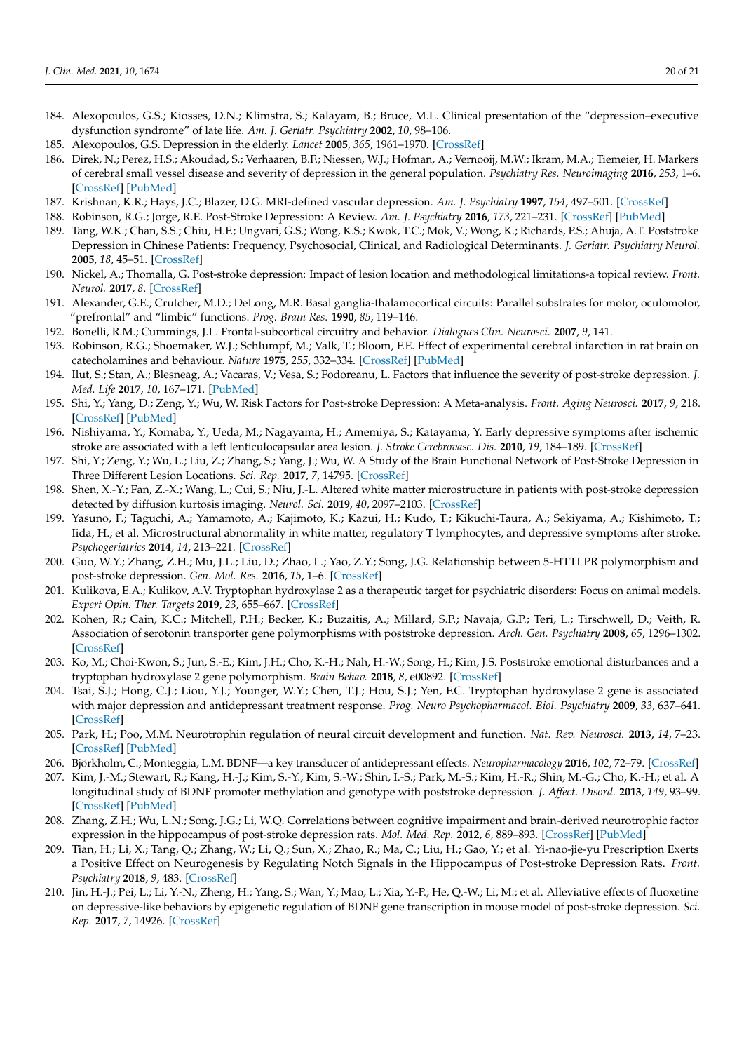184. Alexopoulos, G.S.; Kiosses, D.N.; Klimstra, S.; Kalayam, B.; Bruce, M.L. Clinical presentation of the "depression–executive dysfunction syndrome" of late life. *Am. J. Geriatr. Psychiatry* **2002**, *10*, 98–106.
185. Alexopoulos, G.S. Depression in the elderly. *Lancet* **2005**, *365*, 1961–1970. [CrossRef]
186. Direk, N.; Perez, H.S.; Akoudad, S.; Verhaaren, B.F.; Niessen, W.J.; Hofman, A.; Vernooij, M.W.; Ikram, M.A.; Tiemeier, H. Markers of cerebral small vessel disease and severity of depression in the general population. *Psychiatry Res. Neuroimaging* **2016**, *253*, 1–6. [CrossRef] [PubMed]
187. Krishnan, K.R.; Hays, J.C.; Blazer, D.G. MRI-defined vascular depression. *Am. J. Psychiatry* **1997**, *154*, 497–501. [CrossRef]
188. Robinson, R.G.; Jorge, R.E. Post-Stroke Depression: A Review. *Am. J. Psychiatry* **2016**, *173*, 221–231. [CrossRef] [PubMed]
189. Tang, W.K.; Chan, S.S.; Chiu, H.F.; Ungvari, G.S.; Wong, K.S.; Kwok, T.C.; Mok, V.; Wong, K.; Richards, P.S.; Ahuja, A.T. Poststroke Depression in Chinese Patients: Frequency, Psychosocial, Clinical, and Radiological Determinants. *J. Geriatr. Psychiatry Neurol.* **2005**, *18*, 45–51. [CrossRef]
190. Nickel, A.; Thomalla, G. Post-stroke depression: Impact of lesion location and methodological limitations-a topical review. *Front. Neurol.* **2017**, *8*. [CrossRef]
191. Alexander, G.E.; Crutcher, M.D.; DeLong, M.R. Basal ganglia-thalamocortical circuits: Parallel substrates for motor, oculomotor, "prefrontal" and "limbic" functions. *Prog. Brain Res.* **1990**, *85*, 119–146.
192. Bonelli, R.M.; Cummings, J.L. Frontal-subcortical circuitry and behavior. *Dialogues Clin. Neurosci.* **2007**, *9*, 141.
193. Robinson, R.G.; Shoemaker, W.J.; Schlumpf, M.; Valk, T.; Bloom, F.E. Effect of experimental cerebral infarction in rat brain on catecholamines and behaviour. *Nature* **1975**, *255*, 332–334. [CrossRef] [PubMed]
194. Ilut, S.; Stan, A.; Blesneag, A.; Vacaras, V.; Vesa, S.; Fodoreanu, L. Factors that influence the severity of post-stroke depression. *J. Med. Life* **2017**, *10*, 167–171. [PubMed]
195. Shi, Y.; Yang, D.; Zeng, Y.; Wu, W. Risk Factors for Post-stroke Depression: A Meta-analysis. *Front. Aging Neurosci.* **2017**, *9*, 218. [CrossRef] [PubMed]
196. Nishiyama, Y.; Komaba, Y.; Ueda, M.; Nagayama, H.; Amemiya, S.; Katayama, Y. Early depressive symptoms after ischemic stroke are associated with a left lenticulocapsular area lesion. *J. Stroke Cerebrovasc. Dis.* **2010**, *19*, 184–189. [CrossRef]
197. Shi, Y.; Zeng, Y.; Wu, L.; Liu, Z.; Zhang, S.; Yang, J.; Wu, W. A Study of the Brain Functional Network of Post-Stroke Depression in Three Different Lesion Locations. *Sci. Rep.* **2017**, *7*, 14795. [CrossRef]
198. Shen, X.-Y.; Fan, Z.-X.; Wang, L.; Cui, S.; Niu, J.-L. Altered white matter microstructure in patients with post-stroke depression detected by diffusion kurtosis imaging. *Neurol. Sci.* **2019**, *40*, 2097–2103. [CrossRef]
199. Yasuno, F.; Taguchi, A.; Yamamoto, A.; Kajimoto, K.; Kazui, H.; Kudo, T.; Kikuchi-Taura, A.; Sekiyama, A.; Kishimoto, T.; Iida, H.; et al. Microstructural abnormality in white matter, regulatory T lymphocytes, and depressive symptoms after stroke. *Psychogeriatrics* **2014**, *14*, 213–221. [CrossRef]
200. Guo, W.Y.; Zhang, Z.H.; Mu, J.L.; Liu, D.; Zhao, L.; Yao, Z.Y.; Song, J.G. Relationship between 5-HTTLPR polymorphism and post-stroke depression. *Gen. Mol. Res.* **2016**, *15*, 1–6. [CrossRef]
201. Kulikova, E.A.; Kulikov, A.V. Tryptophan hydroxylase 2 as a therapeutic target for psychiatric disorders: Focus on animal models. *Expert Opin. Ther. Targets* **2019**, *23*, 655–667. [CrossRef]
202. Kohen, R.; Cain, K.C.; Mitchell, P.H.; Becker, K.; Buzaitis, A.; Millard, S.P.; Navaja, G.P.; Teri, L.; Tirschwell, D.; Veith, R. Association of serotonin transporter gene polymorphisms with poststroke depression. *Arch. Gen. Psychiatry* **2008**, *65*, 1296–1302. [CrossRef]
203. Ko, M.; Choi-Kwon, S.; Jun, S.-E.; Kim, J.H.; Cho, K.-H.; Nah, H.-W.; Song, H.; Kim, J.S. Poststroke emotional disturbances and a tryptophan hydroxylase 2 gene polymorphism. *Brain Behav.* **2018**, *8*, e00892. [CrossRef]
204. Tsai, S.J.; Hong, C.J.; Liou, Y.J.; Younger, W.Y.; Chen, T.J.; Hou, S.J.; Yen, F.C. Tryptophan hydroxylase 2 gene is associated with major depression and antidepressant treatment response. *Prog. Neuro Psychopharmacol. Biol. Psychiatry* **2009**, *33*, 637–641. [CrossRef]
205. Park, H.; Poo, M.M. Neurotrophin regulation of neural circuit development and function. *Nat. Rev. Neurosci.* **2013**, *14*, 7–23. [CrossRef] [PubMed]
206. Björkholm, C.; Monteggia, L.M. BDNF—a key transducer of antidepressant effects. *Neuropharmacology* **2016**, *102*, 72–79. [CrossRef]
207. Kim, J.-M.; Stewart, R.; Kang, H.-J.; Kim, S.-Y.; Kim, S.-W.; Shin, I.-S.; Park, M.-S.; Kim, H.-R.; Shin, M.-G.; Cho, K.-H.; et al. A longitudinal study of BDNF promoter methylation and genotype with poststroke depression. *J. Affect. Disord.* **2013**, *149*, 93–99. [CrossRef] [PubMed]
208. Zhang, Z.H.; Wu, L.N.; Song, J.G.; Li, W.Q. Correlations between cognitive impairment and brain-derived neurotrophic factor expression in the hippocampus of post-stroke depression rats. *Mol. Med. Rep.* **2012**, *6*, 889–893. [CrossRef] [PubMed]
209. Tian, H.; Li, X.; Tang, Q.; Zhang, W.; Li, Q.; Sun, X.; Zhao, R.; Ma, C.; Liu, H.; Gao, Y.; et al. Yi-nao-jie-yu Prescription Exerts a Positive Effect on Neurogenesis by Regulating Notch Signals in the Hippocampus of Post-stroke Depression Rats. *Front. Psychiatry* **2018**, *9*, 483. [CrossRef]
210. Jin, H.-J.; Pei, L.; Li, Y.-N.; Zheng, H.; Yang, S.; Wan, Y.; Mao, L.; Xia, Y.-P.; He, Q.-W.; Li, M.; et al. Alleviative effects of fluoxetine on depressive-like behaviors by epigenetic regulation of BDNF gene transcription in mouse model of post-stroke depression. *Sci. Rep.* **2017**, *7*, 14926. [CrossRef]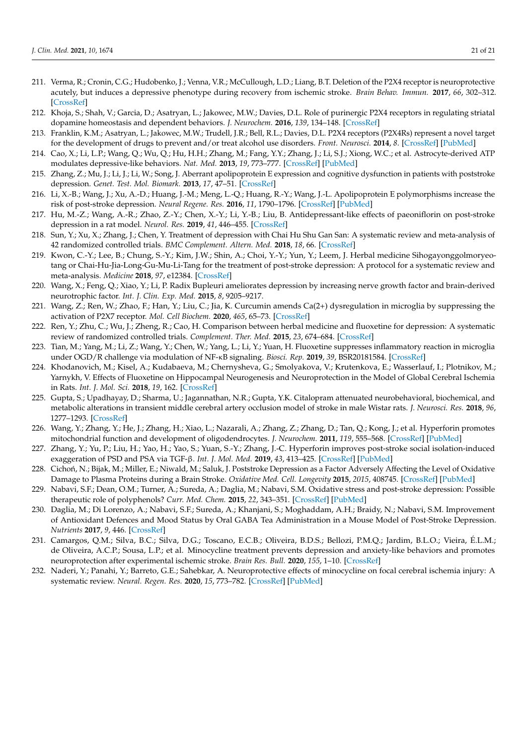211. Verma, R.; Cronin, C.G.; Hudobenko, J.; Venna, V.R.; McCullough, L.D.; Liang, B.T. Deletion of the P2X4 receptor is neuroprotective acutely, but induces a depressive phenotype during recovery from ischemic stroke. *Brain Behav. Immun.* **2017**, *66*, 302–312. [CrossRef]
212. Khoja, S.; Shah, V.; Garcia, D.; Asatryan, L.; Jakowec, M.W.; Davies, D.L. Role of purinergic P2X4 receptors in regulating striatal dopamine homeostasis and dependent behaviors. *J. Neurochem.* **2016**, *139*, 134–148. [CrossRef]
213. Franklin, K.M.; Asatryan, L.; Jakowec, M.W.; Trudell, J.R.; Bell, R.L.; Davies, D.L. P2X4 receptors (P2X4Rs) represent a novel target for the development of drugs to prevent and/or treat alcohol use disorders. *Front. Neurosci.* **2014**, *8*. [CrossRef] [PubMed]
214. Cao, X.; Li, L.P.; Wang, Q.; Wu, Q.; Hu, H.H.; Zhang, M.; Fang, Y.Y.; Zhang, J.; Li, S.J.; Xiong, W.C.; et al. Astrocyte-derived ATP modulates depressive-like behaviors. *Nat. Med.* **2013**, *19*, 773–777. [CrossRef] [PubMed]
215. Zhang, Z.; Mu, J.; Li, J.; Li, W.; Song, J. Aberrant apolipoprotein E expression and cognitive dysfunction in patients with poststroke depression. *Genet. Test. Mol. Biomark.* **2013**, *17*, 47–51. [CrossRef]
216. Li, X.-B.; Wang, J.; Xu, A.-D.; Huang, J.-M.; Meng, L.-Q.; Huang, R.-Y.; Wang, J.-L. Apolipoprotein E polymorphisms increase the risk of post-stroke depression. *Neural Regene. Res.* **2016**, *11*, 1790–1796. [CrossRef] [PubMed]
217. Hu, M.-Z.; Wang, A.-R.; Zhao, Z.-Y.; Chen, X.-Y.; Li, Y.-B.; Liu, B. Antidepressant-like effects of paeoniflorin on post-stroke depression in a rat model. *Neurol. Res.* **2019**, *41*, 446–455. [CrossRef]
218. Sun, Y.; Xu, X.; Zhang, J.; Chen, Y. Treatment of depression with Chai Hu Shu Gan San: A systematic review and meta-analysis of 42 randomized controlled trials. *BMC Complement. Altern. Med.* **2018**, *18*, 66. [CrossRef]
219. Kwon, C.-Y.; Lee, B.; Chung, S.-Y.; Kim, J.W.; Shin, A.; Choi, Y.-Y.; Yun, Y.; Leem, J. Herbal medicine Sihogayonggolmoryeo-tang or Chai-Hu-Jia-Long-Gu-Mu-Li-Tang for the treatment of post-stroke depression: A protocol for a systematic review and meta-analysis. *Medicine* **2018**, *97*, e12384. [CrossRef]
220. Wang, X.; Feng, Q.; Xiao, Y.; Li, P. Radix Bupleuri ameliorates depression by increasing nerve growth factor and brain-derived neurotrophic factor. *Int. J. Clin. Exp. Med.* **2015**, *8*, 9205–9217.
221. Wang, Z.; Ren, W.; Zhao, F.; Han, Y.; Liu, C.; Jia, K. Curcumin amends Ca(2+) dysregulation in microglia by suppressing the activation of P2X7 receptor. *Mol. Cell Biochem.* **2020**, *465*, 65–73. [CrossRef]
222. Ren, Y.; Zhu, C.; Wu, J.; Zheng, R.; Cao, H. Comparison between herbal medicine and fluoxetine for depression: A systematic review of randomized controlled trials. *Complement. Ther. Med.* **2015**, *23*, 674–684. [CrossRef]
223. Tian, M.; Yang, M.; Li, Z.; Wang, Y.; Chen, W.; Yang, L.; Li, Y.; Yuan, H. Fluoxetine suppresses inflammatory reaction in microglia under OGD/R challenge via modulation of NF-κB signaling. *Biosci. Rep.* **2019**, *39*, BSR20181584. [CrossRef]
224. Khodanovich, M.; Kisel, A.; Kudabaeva, M.; Chernysheva, G.; Smolyakova, V.; Krutenkova, E.; Wasserlauf, I.; Plotnikov, M.; Yarnykh, V. Effects of Fluoxetine on Hippocampal Neurogenesis and Neuroprotection in the Model of Global Cerebral Ischemia in Rats. *Int. J. Mol. Sci.* **2018**, *19*, 162. [CrossRef]
225. Gupta, S.; Upadhayay, D.; Sharma, U.; Jagannathan, N.R.; Gupta, Y.K. Citalopram attenuated neurobehavioral, biochemical, and metabolic alterations in transient middle cerebral artery occlusion model of stroke in male Wistar rats. *J. Neurosci. Res.* **2018**, *96*, 1277–1293. [CrossRef]
226. Wang, Y.; Zhang, Y.; He, J.; Zhang, H.; Xiao, L.; Nazarali, A.; Zhang, Z.; Zhang, D.; Tan, Q.; Kong, J.; et al. Hyperforin promotes mitochondrial function and development of oligodendrocytes. *J. Neurochem.* **2011**, *119*, 555–568. [CrossRef] [PubMed]
227. Zhang, Y.; Yu, P.; Liu, H.; Yao, H.; Yao, S.; Yuan, S.-Y.; Zhang, J.-C. Hyperforin improves post-stroke social isolation-induced exaggeration of PSD and PSA via TGF-β. *Int. J. Mol. Med.* **2019**, *43*, 413–425. [CrossRef] [PubMed]
228. Cichoń, N.; Bijak, M.; Miller, E.; Niwald, M.; Saluk, J. Poststroke Depression as a Factor Adversely Affecting the Level of Oxidative Damage to Plasma Proteins during a Brain Stroke. *Oxidative Med. Cell. Longevity* **2015**, *2015*, 408745. [CrossRef] [PubMed]
229. Nabavi, S.F.; Dean, O.M.; Turner, A.; Sureda, A.; Daglia, M.; Nabavi, S.M. Oxidative stress and post-stroke depression: Possible therapeutic role of polyphenols? *Curr. Med. Chem.* **2015**, *22*, 343–351. [CrossRef] [PubMed]
230. Daglia, M.; Di Lorenzo, A.; Nabavi, S.F.; Sureda, A.; Khanjani, S.; Moghaddam, A.H.; Braidy, N.; Nabavi, S.M. Improvement of Antioxidant Defences and Mood Status by Oral GABA Tea Administration in a Mouse Model of Post-Stroke Depression. *Nutrients* **2017**, *9*, 446. [CrossRef]
231. Camargos, Q.M.; Silva, B.C.; Silva, D.G.; Toscano, E.C.B.; Oliveira, B.D.S.; Bellozi, P.M.Q.; Jardim, B.L.O.; Vieira, É.L.M.; de Oliveira, A.C.P.; Sousa, L.P.; et al. Minocycline treatment prevents depression and anxiety-like behaviors and promotes neuroprotection after experimental ischemic stroke. *Brain Res. Bull.* **2020**, *155*, 1–10. [CrossRef]
232. Naderi, Y.; Panahi, Y.; Barreto, G.E.; Sahebkar, A. Neuroprotective effects of minocycline on focal cerebral ischemia injury: A systematic review. *Neural. Regen. Res.* **2020**, *15*, 773–782. [CrossRef] [PubMed]